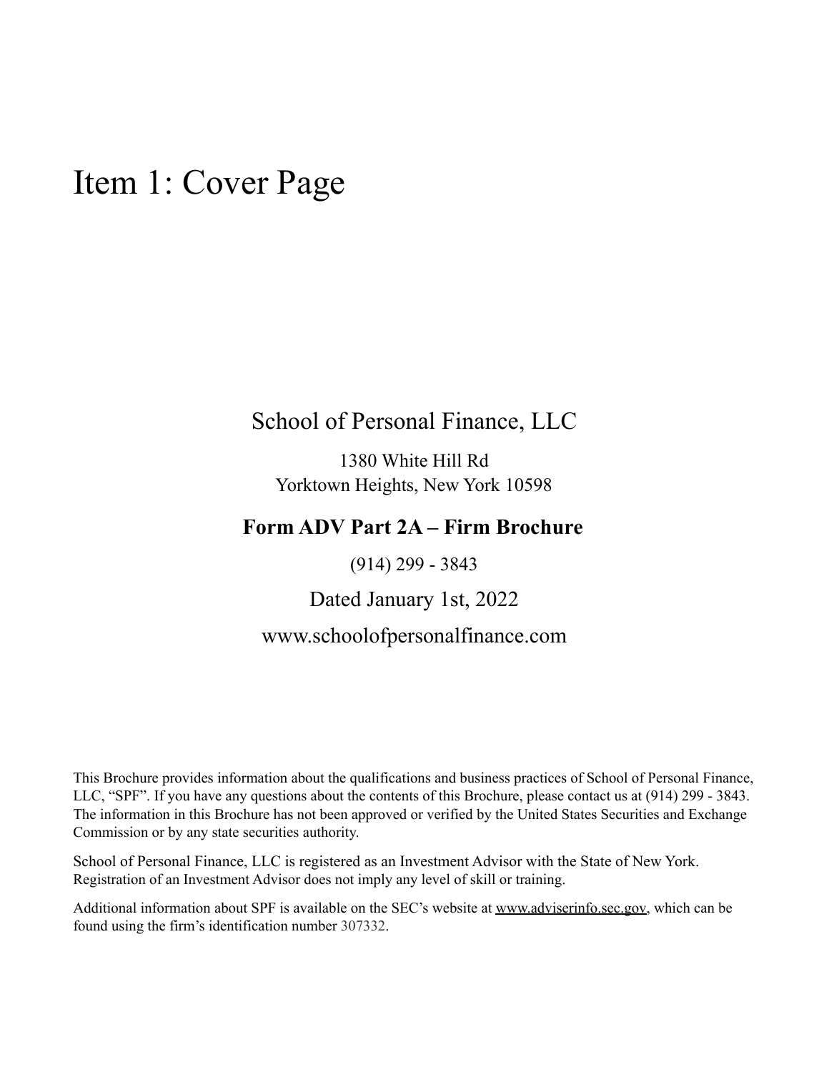# Item 1: Cover Page

School of Personal Finance, LLC

1380 White Hill Rd
Yorktown Heights, New York 10598

**Form ADV Part 2A – Firm Brochure**

(914) 299 - 3843

Dated January 1st, 2022

www.schoolofpersonalfinance.com

This Brochure provides information about the qualifications and business practices of School of Personal Finance, LLC, "SPF". If you have any questions about the contents of this Brochure, please contact us at (914) 299 - 3843. The information in this Brochure has not been approved or verified by the United States Securities and Exchange Commission or by any state securities authority.

School of Personal Finance, LLC is registered as an Investment Advisor with the State of New York. Registration of an Investment Advisor does not imply any level of skill or training.

Additional information about SPF is available on the SEC's website at www.adviserinfo.sec.gov, which can be found using the firm's identification number 307332.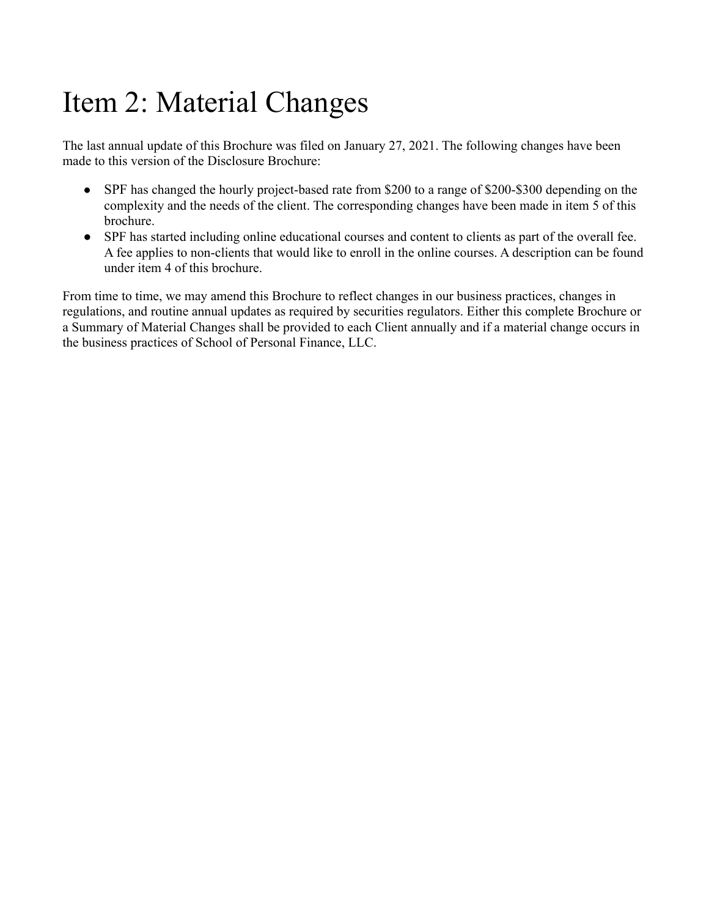# Item 2: Material Changes

The last annual update of this Brochure was filed on January 27, 2021. The following changes have been made to this version of the Disclosure Brochure:

- SPF has changed the hourly project-based rate from $200 to a range of $200-$300 depending on the complexity and the needs of the client. The corresponding changes have been made in item 5 of this brochure.
- SPF has started including online educational courses and content to clients as part of the overall fee. A fee applies to non-clients that would like to enroll in the online courses. A description can be found under item 4 of this brochure.

From time to time, we may amend this Brochure to reflect changes in our business practices, changes in regulations, and routine annual updates as required by securities regulators. Either this complete Brochure or a Summary of Material Changes shall be provided to each Client annually and if a material change occurs in the business practices of School of Personal Finance, LLC.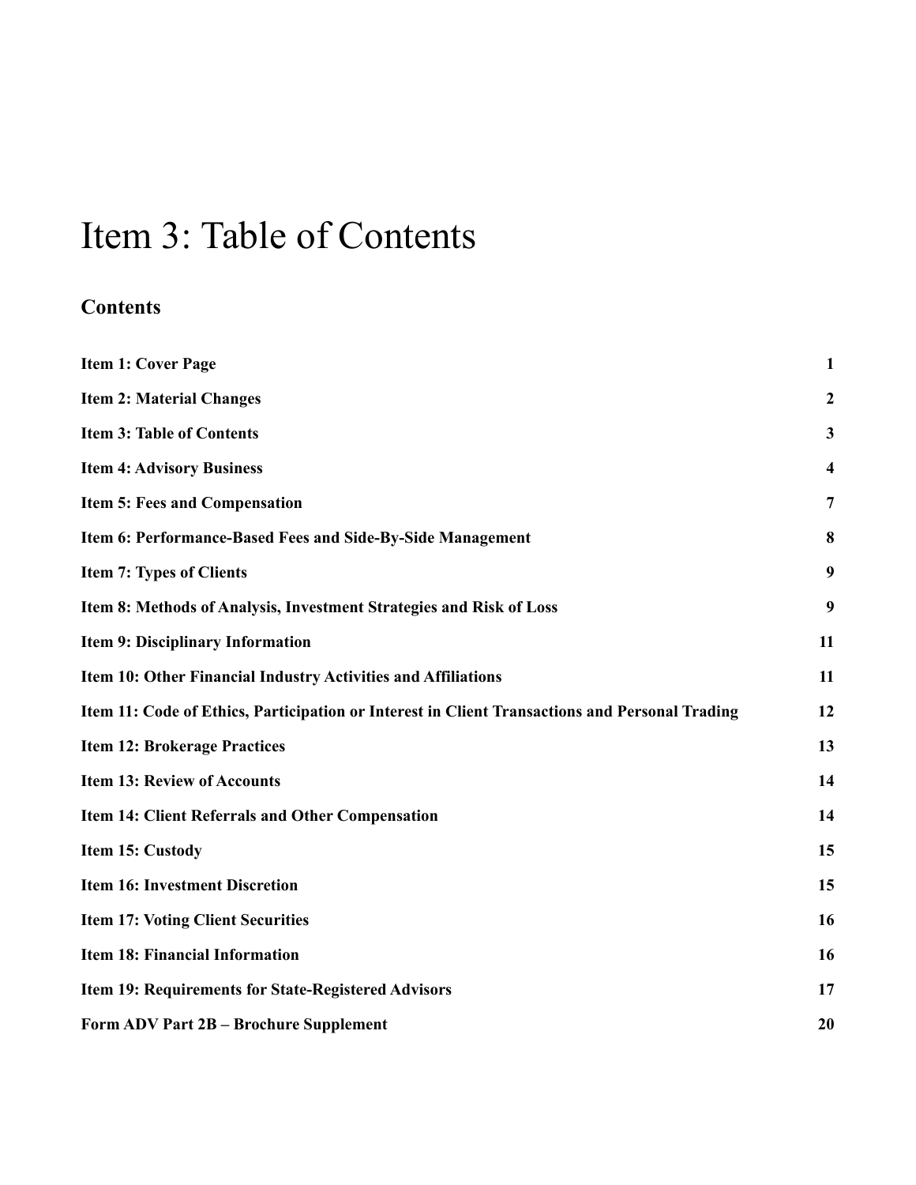# Item 3: Table of Contents

## Contents

| | |
|---|---|
| **Item 1: Cover Page** | **1** |
| **Item 2: Material Changes** | **2** |
| **Item 3: Table of Contents** | **3** |
| **Item 4: Advisory Business** | **4** |
| **Item 5: Fees and Compensation** | **7** |
| **Item 6: Performance-Based Fees and Side-By-Side Management** | **8** |
| **Item 7: Types of Clients** | **9** |
| **Item 8: Methods of Analysis, Investment Strategies and Risk of Loss** | **9** |
| **Item 9: Disciplinary Information** | **11** |
| **Item 10: Other Financial Industry Activities and Affiliations** | **11** |
| **Item 11: Code of Ethics, Participation or Interest in Client Transactions and Personal Trading** | **12** |
| **Item 12: Brokerage Practices** | **13** |
| **Item 13: Review of Accounts** | **14** |
| **Item 14: Client Referrals and Other Compensation** | **14** |
| **Item 15: Custody** | **15** |
| **Item 16: Investment Discretion** | **15** |
| **Item 17: Voting Client Securities** | **16** |
| **Item 18: Financial Information** | **16** |
| **Item 19: Requirements for State-Registered Advisors** | **17** |
| **Form ADV Part 2B – Brochure Supplement** | **20** |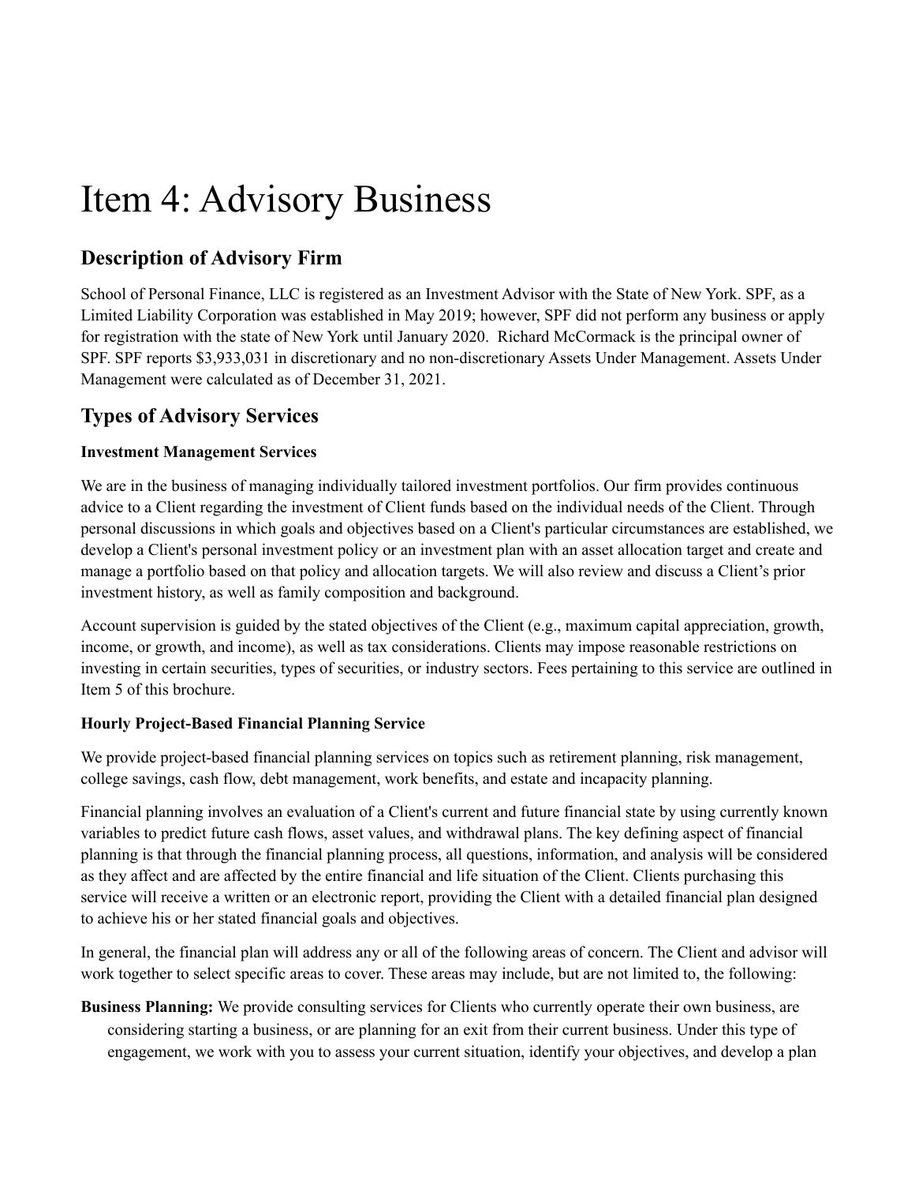# Item 4: Advisory Business

## Description of Advisory Firm

School of Personal Finance, LLC is registered as an Investment Advisor with the State of New York. SPF, as a Limited Liability Corporation was established in May 2019; however, SPF did not perform any business or apply for registration with the state of New York until January 2020. Richard McCormack is the principal owner of SPF. SPF reports $3,933,031 in discretionary and no non-discretionary Assets Under Management. Assets Under Management were calculated as of December 31, 2021.

## Types of Advisory Services

**Investment Management Services**

We are in the business of managing individually tailored investment portfolios. Our firm provides continuous advice to a Client regarding the investment of Client funds based on the individual needs of the Client. Through personal discussions in which goals and objectives based on a Client's particular circumstances are established, we develop a Client's personal investment policy or an investment plan with an asset allocation target and create and manage a portfolio based on that policy and allocation targets. We will also review and discuss a Client's prior investment history, as well as family composition and background.

Account supervision is guided by the stated objectives of the Client (e.g., maximum capital appreciation, growth, income, or growth, and income), as well as tax considerations. Clients may impose reasonable restrictions on investing in certain securities, types of securities, or industry sectors. Fees pertaining to this service are outlined in Item 5 of this brochure.

**Hourly Project-Based Financial Planning Service**

We provide project-based financial planning services on topics such as retirement planning, risk management, college savings, cash flow, debt management, work benefits, and estate and incapacity planning.

Financial planning involves an evaluation of a Client's current and future financial state by using currently known variables to predict future cash flows, asset values, and withdrawal plans. The key defining aspect of financial planning is that through the financial planning process, all questions, information, and analysis will be considered as they affect and are affected by the entire financial and life situation of the Client. Clients purchasing this service will receive a written or an electronic report, providing the Client with a detailed financial plan designed to achieve his or her stated financial goals and objectives.

In general, the financial plan will address any or all of the following areas of concern. The Client and advisor will work together to select specific areas to cover. These areas may include, but are not limited to, the following:

**Business Planning:** We provide consulting services for Clients who currently operate their own business, are considering starting a business, or are planning for an exit from their current business. Under this type of engagement, we work with you to assess your current situation, identify your objectives, and develop a plan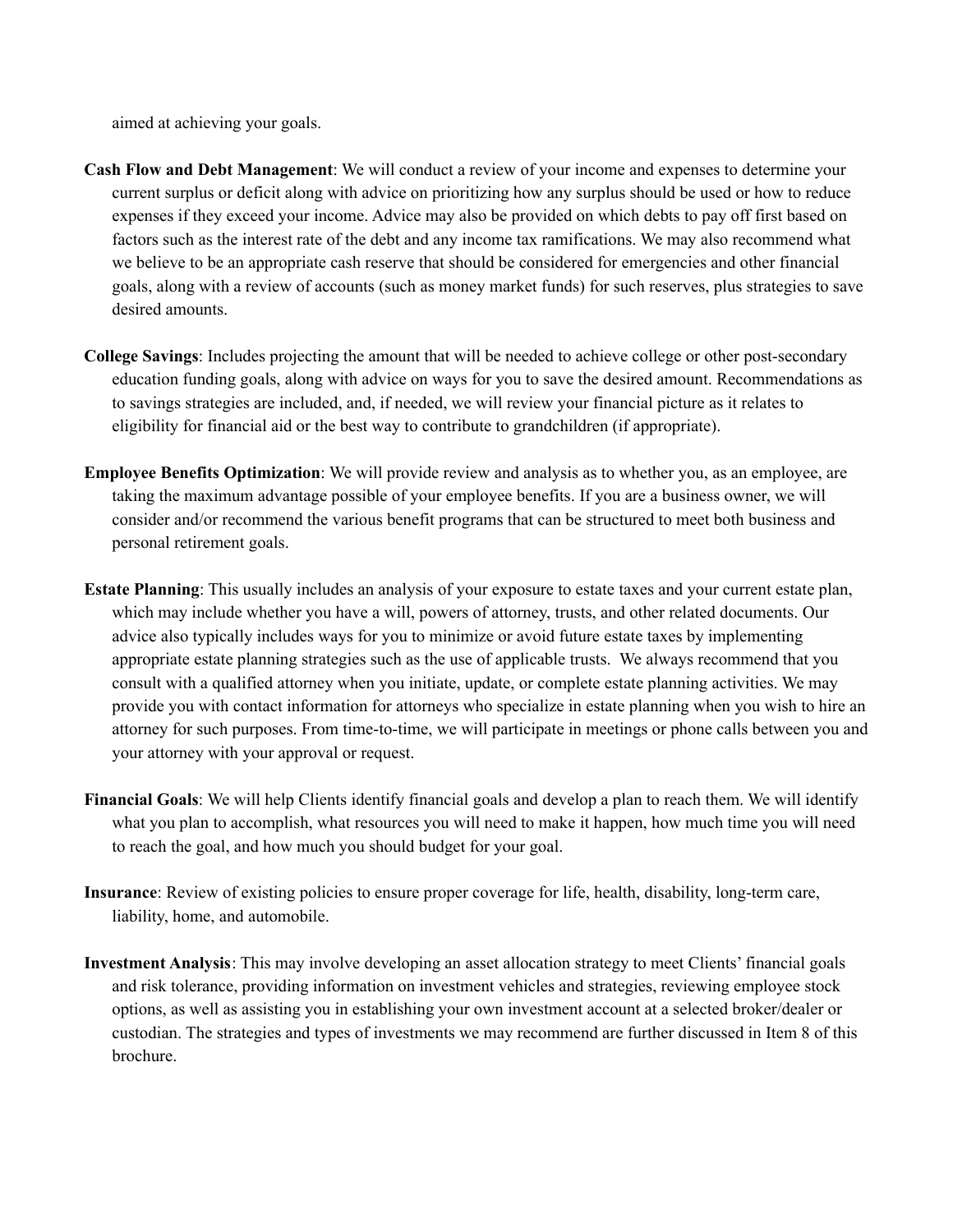aimed at achieving your goals.

**Cash Flow and Debt Management**: We will conduct a review of your income and expenses to determine your current surplus or deficit along with advice on prioritizing how any surplus should be used or how to reduce expenses if they exceed your income. Advice may also be provided on which debts to pay off first based on factors such as the interest rate of the debt and any income tax ramifications. We may also recommend what we believe to be an appropriate cash reserve that should be considered for emergencies and other financial goals, along with a review of accounts (such as money market funds) for such reserves, plus strategies to save desired amounts.

**College Savings**: Includes projecting the amount that will be needed to achieve college or other post-secondary education funding goals, along with advice on ways for you to save the desired amount. Recommendations as to savings strategies are included, and, if needed, we will review your financial picture as it relates to eligibility for financial aid or the best way to contribute to grandchildren (if appropriate).

**Employee Benefits Optimization**: We will provide review and analysis as to whether you, as an employee, are taking the maximum advantage possible of your employee benefits. If you are a business owner, we will consider and/or recommend the various benefit programs that can be structured to meet both business and personal retirement goals.

**Estate Planning**: This usually includes an analysis of your exposure to estate taxes and your current estate plan, which may include whether you have a will, powers of attorney, trusts, and other related documents. Our advice also typically includes ways for you to minimize or avoid future estate taxes by implementing appropriate estate planning strategies such as the use of applicable trusts. We always recommend that you consult with a qualified attorney when you initiate, update, or complete estate planning activities. We may provide you with contact information for attorneys who specialize in estate planning when you wish to hire an attorney for such purposes. From time-to-time, we will participate in meetings or phone calls between you and your attorney with your approval or request.

**Financial Goals**: We will help Clients identify financial goals and develop a plan to reach them. We will identify what you plan to accomplish, what resources you will need to make it happen, how much time you will need to reach the goal, and how much you should budget for your goal.

**Insurance**: Review of existing policies to ensure proper coverage for life, health, disability, long-term care, liability, home, and automobile.

**Investment Analysis**: This may involve developing an asset allocation strategy to meet Clients' financial goals and risk tolerance, providing information on investment vehicles and strategies, reviewing employee stock options, as well as assisting you in establishing your own investment account at a selected broker/dealer or custodian. The strategies and types of investments we may recommend are further discussed in Item 8 of this brochure.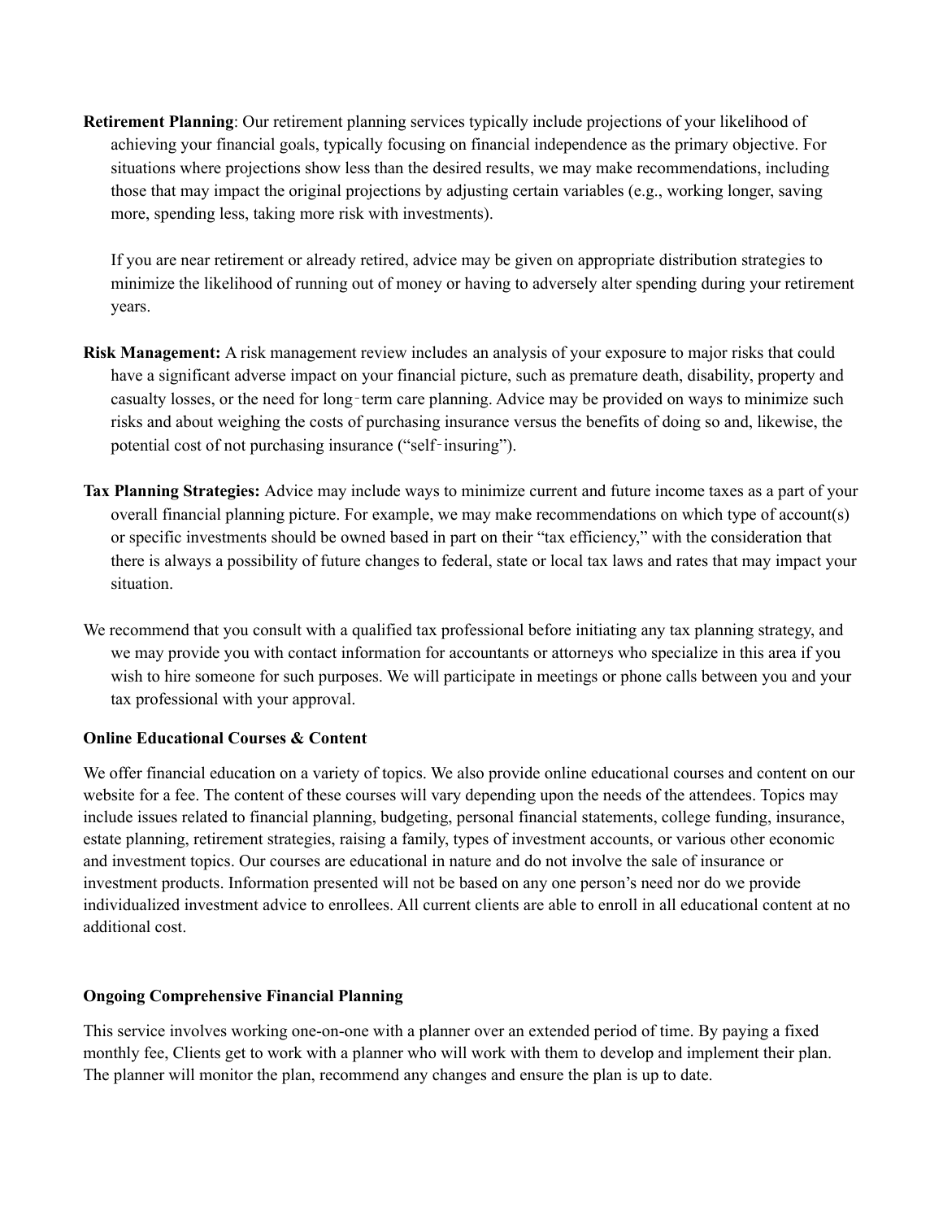**Retirement Planning**: Our retirement planning services typically include projections of your likelihood of achieving your financial goals, typically focusing on financial independence as the primary objective. For situations where projections show less than the desired results, we may make recommendations, including those that may impact the original projections by adjusting certain variables (e.g., working longer, saving more, spending less, taking more risk with investments).

If you are near retirement or already retired, advice may be given on appropriate distribution strategies to minimize the likelihood of running out of money or having to adversely alter spending during your retirement years.

**Risk Management:** A risk management review includes an analysis of your exposure to major risks that could have a significant adverse impact on your financial picture, such as premature death, disability, property and casualty losses, or the need for long‑term care planning. Advice may be provided on ways to minimize such risks and about weighing the costs of purchasing insurance versus the benefits of doing so and, likewise, the potential cost of not purchasing insurance ("self‑insuring").

**Tax Planning Strategies:** Advice may include ways to minimize current and future income taxes as a part of your overall financial planning picture. For example, we may make recommendations on which type of account(s) or specific investments should be owned based in part on their "tax efficiency," with the consideration that there is always a possibility of future changes to federal, state or local tax laws and rates that may impact your situation.

We recommend that you consult with a qualified tax professional before initiating any tax planning strategy, and we may provide you with contact information for accountants or attorneys who specialize in this area if you wish to hire someone for such purposes. We will participate in meetings or phone calls between you and your tax professional with your approval.

**Online Educational Courses & Content**

We offer financial education on a variety of topics. We also provide online educational courses and content on our website for a fee. The content of these courses will vary depending upon the needs of the attendees. Topics may include issues related to financial planning, budgeting, personal financial statements, college funding, insurance, estate planning, retirement strategies, raising a family, types of investment accounts, or various other economic and investment topics. Our courses are educational in nature and do not involve the sale of insurance or investment products. Information presented will not be based on any one person's need nor do we provide individualized investment advice to enrollees. All current clients are able to enroll in all educational content at no additional cost.

**Ongoing Comprehensive Financial Planning**

This service involves working one-on-one with a planner over an extended period of time. By paying a fixed monthly fee, Clients get to work with a planner who will work with them to develop and implement their plan. The planner will monitor the plan, recommend any changes and ensure the plan is up to date.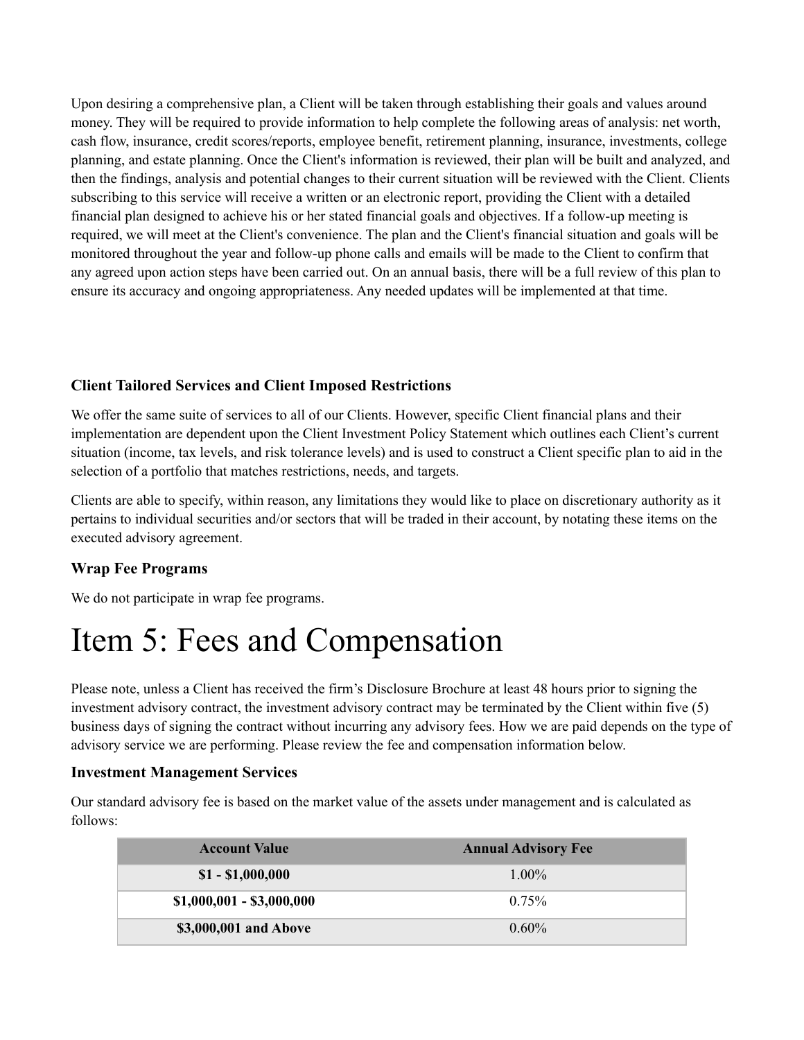Upon desiring a comprehensive plan, a Client will be taken through establishing their goals and values around money. They will be required to provide information to help complete the following areas of analysis: net worth, cash flow, insurance, credit scores/reports, employee benefit, retirement planning, insurance, investments, college planning, and estate planning. Once the Client's information is reviewed, their plan will be built and analyzed, and then the findings, analysis and potential changes to their current situation will be reviewed with the Client. Clients subscribing to this service will receive a written or an electronic report, providing the Client with a detailed financial plan designed to achieve his or her stated financial goals and objectives. If a follow-up meeting is required, we will meet at the Client's convenience. The plan and the Client's financial situation and goals will be monitored throughout the year and follow-up phone calls and emails will be made to the Client to confirm that any agreed upon action steps have been carried out. On an annual basis, there will be a full review of this plan to ensure its accuracy and ongoing appropriateness. Any needed updates will be implemented at that time.

### Client Tailored Services and Client Imposed Restrictions

We offer the same suite of services to all of our Clients. However, specific Client financial plans and their implementation are dependent upon the Client Investment Policy Statement which outlines each Client's current situation (income, tax levels, and risk tolerance levels) and is used to construct a Client specific plan to aid in the selection of a portfolio that matches restrictions, needs, and targets.

Clients are able to specify, within reason, any limitations they would like to place on discretionary authority as it pertains to individual securities and/or sectors that will be traded in their account, by notating these items on the executed advisory agreement.

### Wrap Fee Programs

We do not participate in wrap fee programs.

# Item 5: Fees and Compensation

Please note, unless a Client has received the firm's Disclosure Brochure at least 48 hours prior to signing the investment advisory contract, the investment advisory contract may be terminated by the Client within five (5) business days of signing the contract without incurring any advisory fees. How we are paid depends on the type of advisory service we are performing. Please review the fee and compensation information below.

### Investment Management Services

Our standard advisory fee is based on the market value of the assets under management and is calculated as follows:

| Account Value | Annual Advisory Fee |
|---|---|
| **$1 - $1,000,000** | 1.00% |
| **$1,000,001 - $3,000,000** | 0.75% |
| **$3,000,001 and Above** | 0.60% |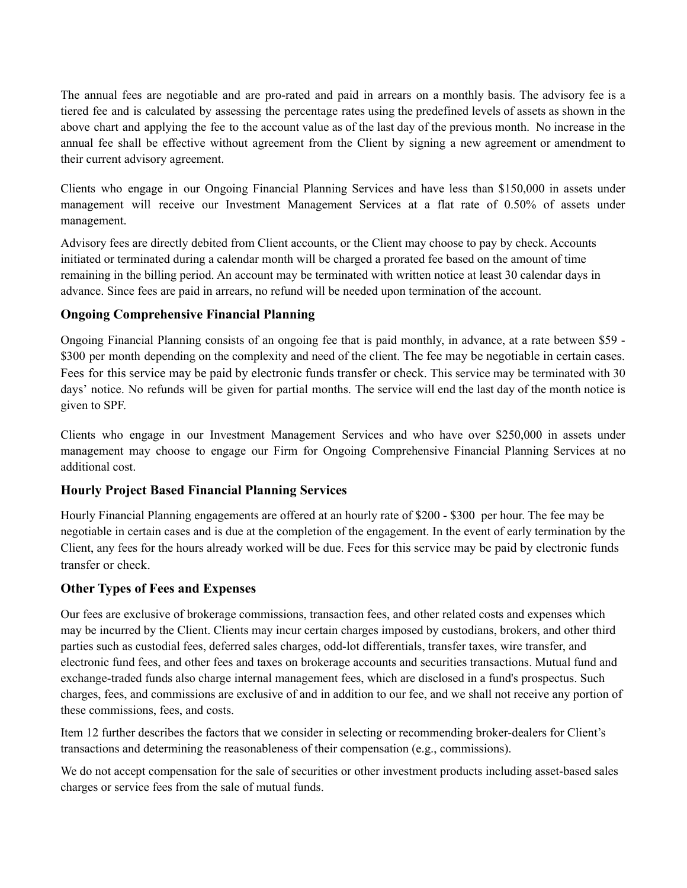The annual fees are negotiable and are pro-rated and paid in arrears on a monthly basis. The advisory fee is a tiered fee and is calculated by assessing the percentage rates using the predefined levels of assets as shown in the above chart and applying the fee to the account value as of the last day of the previous month. No increase in the annual fee shall be effective without agreement from the Client by signing a new agreement or amendment to their current advisory agreement.

Clients who engage in our Ongoing Financial Planning Services and have less than $150,000 in assets under management will receive our Investment Management Services at a flat rate of 0.50% of assets under management.

Advisory fees are directly debited from Client accounts, or the Client may choose to pay by check. Accounts initiated or terminated during a calendar month will be charged a prorated fee based on the amount of time remaining in the billing period. An account may be terminated with written notice at least 30 calendar days in advance. Since fees are paid in arrears, no refund will be needed upon termination of the account.

### Ongoing Comprehensive Financial Planning

Ongoing Financial Planning consists of an ongoing fee that is paid monthly, in advance, at a rate between $59 - $300 per month depending on the complexity and need of the client. The fee may be negotiable in certain cases. Fees for this service may be paid by electronic funds transfer or check. This service may be terminated with 30 days' notice. No refunds will be given for partial months. The service will end the last day of the month notice is given to SPF.

Clients who engage in our Investment Management Services and who have over $250,000 in assets under management may choose to engage our Firm for Ongoing Comprehensive Financial Planning Services at no additional cost.

### Hourly Project Based Financial Planning Services

Hourly Financial Planning engagements are offered at an hourly rate of $200 - $300 per hour. The fee may be negotiable in certain cases and is due at the completion of the engagement. In the event of early termination by the Client, any fees for the hours already worked will be due. Fees for this service may be paid by electronic funds transfer or check.

### Other Types of Fees and Expenses

Our fees are exclusive of brokerage commissions, transaction fees, and other related costs and expenses which may be incurred by the Client. Clients may incur certain charges imposed by custodians, brokers, and other third parties such as custodial fees, deferred sales charges, odd-lot differentials, transfer taxes, wire transfer, and electronic fund fees, and other fees and taxes on brokerage accounts and securities transactions. Mutual fund and exchange-traded funds also charge internal management fees, which are disclosed in a fund's prospectus. Such charges, fees, and commissions are exclusive of and in addition to our fee, and we shall not receive any portion of these commissions, fees, and costs.

Item 12 further describes the factors that we consider in selecting or recommending broker-dealers for Client's transactions and determining the reasonableness of their compensation (e.g., commissions).

We do not accept compensation for the sale of securities or other investment products including asset-based sales charges or service fees from the sale of mutual funds.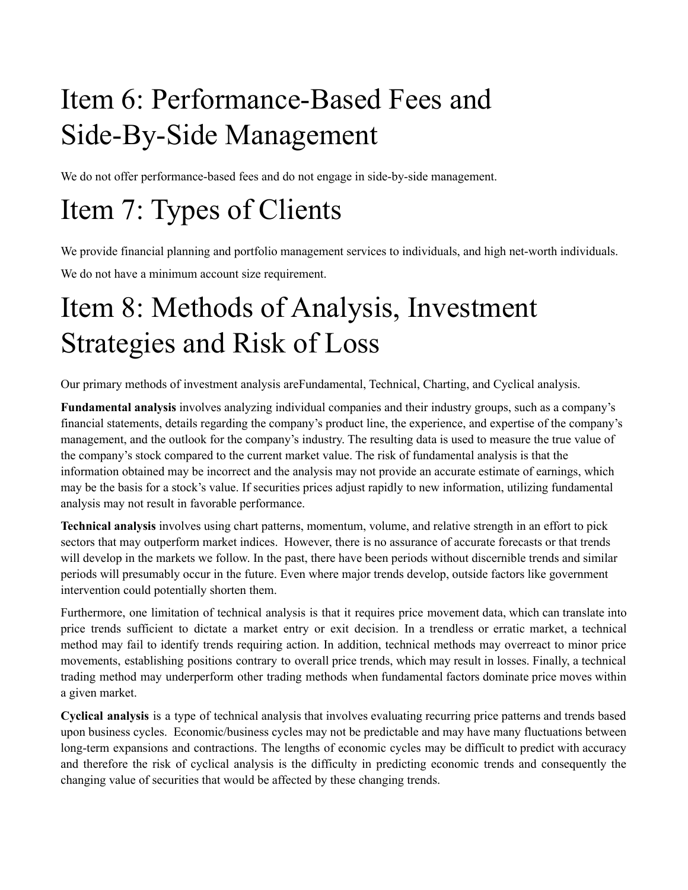# Item 6: Performance-Based Fees and Side-By-Side Management

We do not offer performance-based fees and do not engage in side-by-side management.

# Item 7: Types of Clients

We provide financial planning and portfolio management services to individuals, and high net-worth individuals.

We do not have a minimum account size requirement.

# Item 8: Methods of Analysis, Investment Strategies and Risk of Loss

Our primary methods of investment analysis areFundamental, Technical, Charting, and Cyclical analysis.

**Fundamental analysis** involves analyzing individual companies and their industry groups, such as a company's financial statements, details regarding the company's product line, the experience, and expertise of the company's management, and the outlook for the company's industry. The resulting data is used to measure the true value of the company's stock compared to the current market value. The risk of fundamental analysis is that the information obtained may be incorrect and the analysis may not provide an accurate estimate of earnings, which may be the basis for a stock's value. If securities prices adjust rapidly to new information, utilizing fundamental analysis may not result in favorable performance.

**Technical analysis** involves using chart patterns, momentum, volume, and relative strength in an effort to pick sectors that may outperform market indices. However, there is no assurance of accurate forecasts or that trends will develop in the markets we follow. In the past, there have been periods without discernible trends and similar periods will presumably occur in the future. Even where major trends develop, outside factors like government intervention could potentially shorten them.

Furthermore, one limitation of technical analysis is that it requires price movement data, which can translate into price trends sufficient to dictate a market entry or exit decision. In a trendless or erratic market, a technical method may fail to identify trends requiring action. In addition, technical methods may overreact to minor price movements, establishing positions contrary to overall price trends, which may result in losses. Finally, a technical trading method may underperform other trading methods when fundamental factors dominate price moves within a given market.

**Cyclical analysis** is a type of technical analysis that involves evaluating recurring price patterns and trends based upon business cycles. Economic/business cycles may not be predictable and may have many fluctuations between long-term expansions and contractions. The lengths of economic cycles may be difficult to predict with accuracy and therefore the risk of cyclical analysis is the difficulty in predicting economic trends and consequently the changing value of securities that would be affected by these changing trends.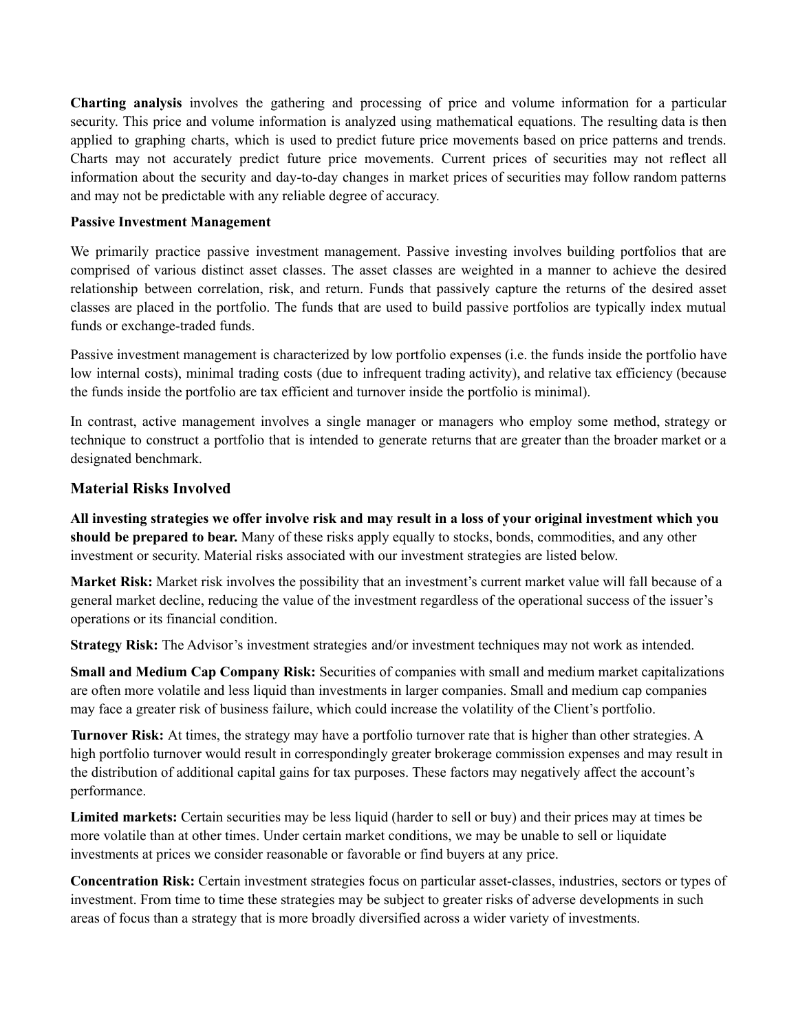**Charting analysis** involves the gathering and processing of price and volume information for a particular security. This price and volume information is analyzed using mathematical equations. The resulting data is then applied to graphing charts, which is used to predict future price movements based on price patterns and trends. Charts may not accurately predict future price movements. Current prices of securities may not reflect all information about the security and day-to-day changes in market prices of securities may follow random patterns and may not be predictable with any reliable degree of accuracy.

**Passive Investment Management**

We primarily practice passive investment management. Passive investing involves building portfolios that are comprised of various distinct asset classes. The asset classes are weighted in a manner to achieve the desired relationship between correlation, risk, and return. Funds that passively capture the returns of the desired asset classes are placed in the portfolio. The funds that are used to build passive portfolios are typically index mutual funds or exchange-traded funds.

Passive investment management is characterized by low portfolio expenses (i.e. the funds inside the portfolio have low internal costs), minimal trading costs (due to infrequent trading activity), and relative tax efficiency (because the funds inside the portfolio are tax efficient and turnover inside the portfolio is minimal).

In contrast, active management involves a single manager or managers who employ some method, strategy or technique to construct a portfolio that is intended to generate returns that are greater than the broader market or a designated benchmark.

## Material Risks Involved

**All investing strategies we offer involve risk and may result in a loss of your original investment which you should be prepared to bear.** Many of these risks apply equally to stocks, bonds, commodities, and any other investment or security. Material risks associated with our investment strategies are listed below.

**Market Risk:** Market risk involves the possibility that an investment's current market value will fall because of a general market decline, reducing the value of the investment regardless of the operational success of the issuer's operations or its financial condition.

**Strategy Risk:** The Advisor's investment strategies and/or investment techniques may not work as intended.

**Small and Medium Cap Company Risk:** Securities of companies with small and medium market capitalizations are often more volatile and less liquid than investments in larger companies. Small and medium cap companies may face a greater risk of business failure, which could increase the volatility of the Client's portfolio.

**Turnover Risk:** At times, the strategy may have a portfolio turnover rate that is higher than other strategies. A high portfolio turnover would result in correspondingly greater brokerage commission expenses and may result in the distribution of additional capital gains for tax purposes. These factors may negatively affect the account's performance.

**Limited markets:** Certain securities may be less liquid (harder to sell or buy) and their prices may at times be more volatile than at other times. Under certain market conditions, we may be unable to sell or liquidate investments at prices we consider reasonable or favorable or find buyers at any price.

**Concentration Risk:** Certain investment strategies focus on particular asset-classes, industries, sectors or types of investment. From time to time these strategies may be subject to greater risks of adverse developments in such areas of focus than a strategy that is more broadly diversified across a wider variety of investments.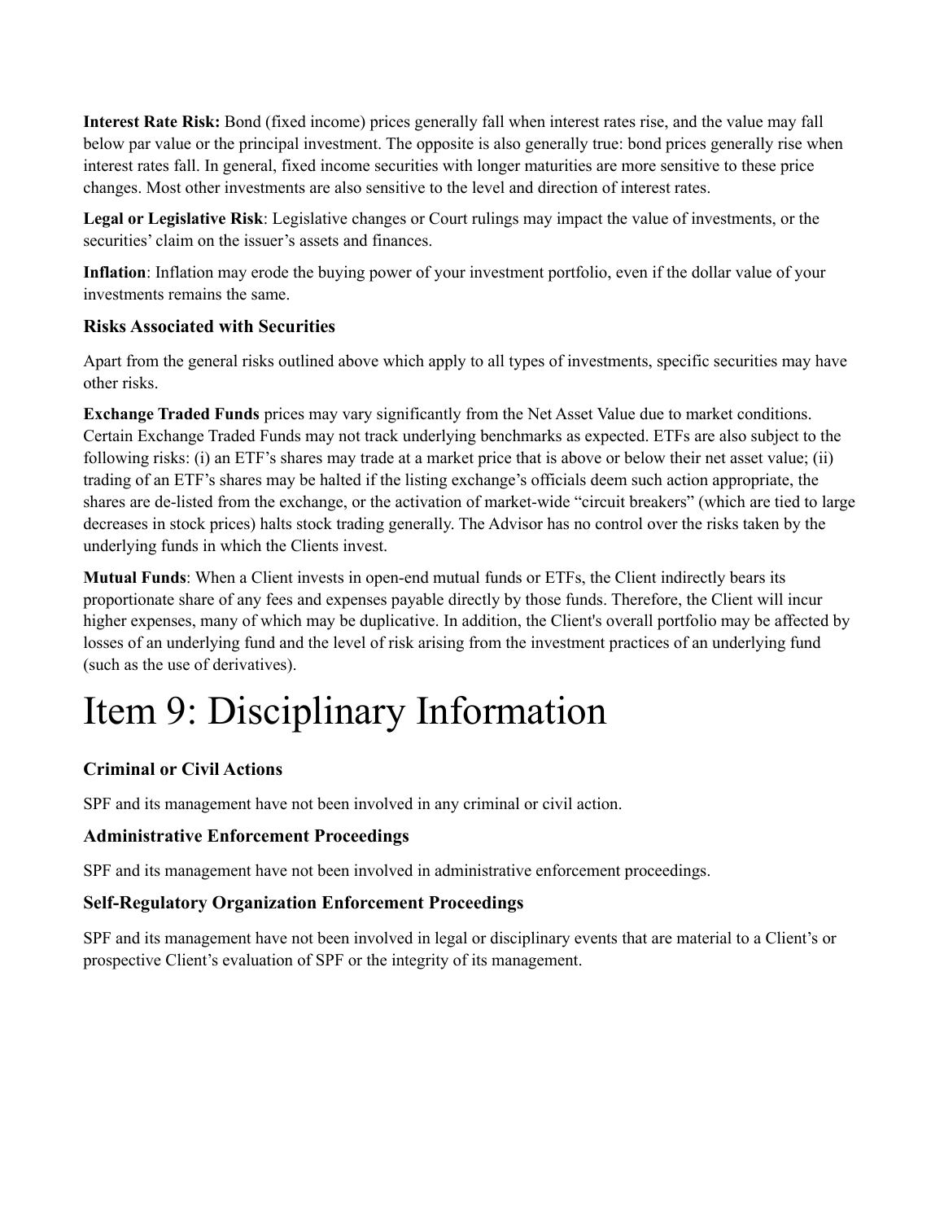**Interest Rate Risk:** Bond (fixed income) prices generally fall when interest rates rise, and the value may fall below par value or the principal investment. The opposite is also generally true: bond prices generally rise when interest rates fall. In general, fixed income securities with longer maturities are more sensitive to these price changes. Most other investments are also sensitive to the level and direction of interest rates.

**Legal or Legislative Risk**: Legislative changes or Court rulings may impact the value of investments, or the securities' claim on the issuer's assets and finances.

**Inflation**: Inflation may erode the buying power of your investment portfolio, even if the dollar value of your investments remains the same.

### Risks Associated with Securities

Apart from the general risks outlined above which apply to all types of investments, specific securities may have other risks.

**Exchange Traded Funds** prices may vary significantly from the Net Asset Value due to market conditions. Certain Exchange Traded Funds may not track underlying benchmarks as expected. ETFs are also subject to the following risks: (i) an ETF's shares may trade at a market price that is above or below their net asset value; (ii) trading of an ETF's shares may be halted if the listing exchange's officials deem such action appropriate, the shares are de-listed from the exchange, or the activation of market-wide "circuit breakers" (which are tied to large decreases in stock prices) halts stock trading generally. The Advisor has no control over the risks taken by the underlying funds in which the Clients invest.

**Mutual Funds**: When a Client invests in open-end mutual funds or ETFs, the Client indirectly bears its proportionate share of any fees and expenses payable directly by those funds. Therefore, the Client will incur higher expenses, many of which may be duplicative. In addition, the Client's overall portfolio may be affected by losses of an underlying fund and the level of risk arising from the investment practices of an underlying fund (such as the use of derivatives).

# Item 9: Disciplinary Information

### Criminal or Civil Actions

SPF and its management have not been involved in any criminal or civil action.

### Administrative Enforcement Proceedings

SPF and its management have not been involved in administrative enforcement proceedings.

### Self-Regulatory Organization Enforcement Proceedings

SPF and its management have not been involved in legal or disciplinary events that are material to a Client's or prospective Client's evaluation of SPF or the integrity of its management.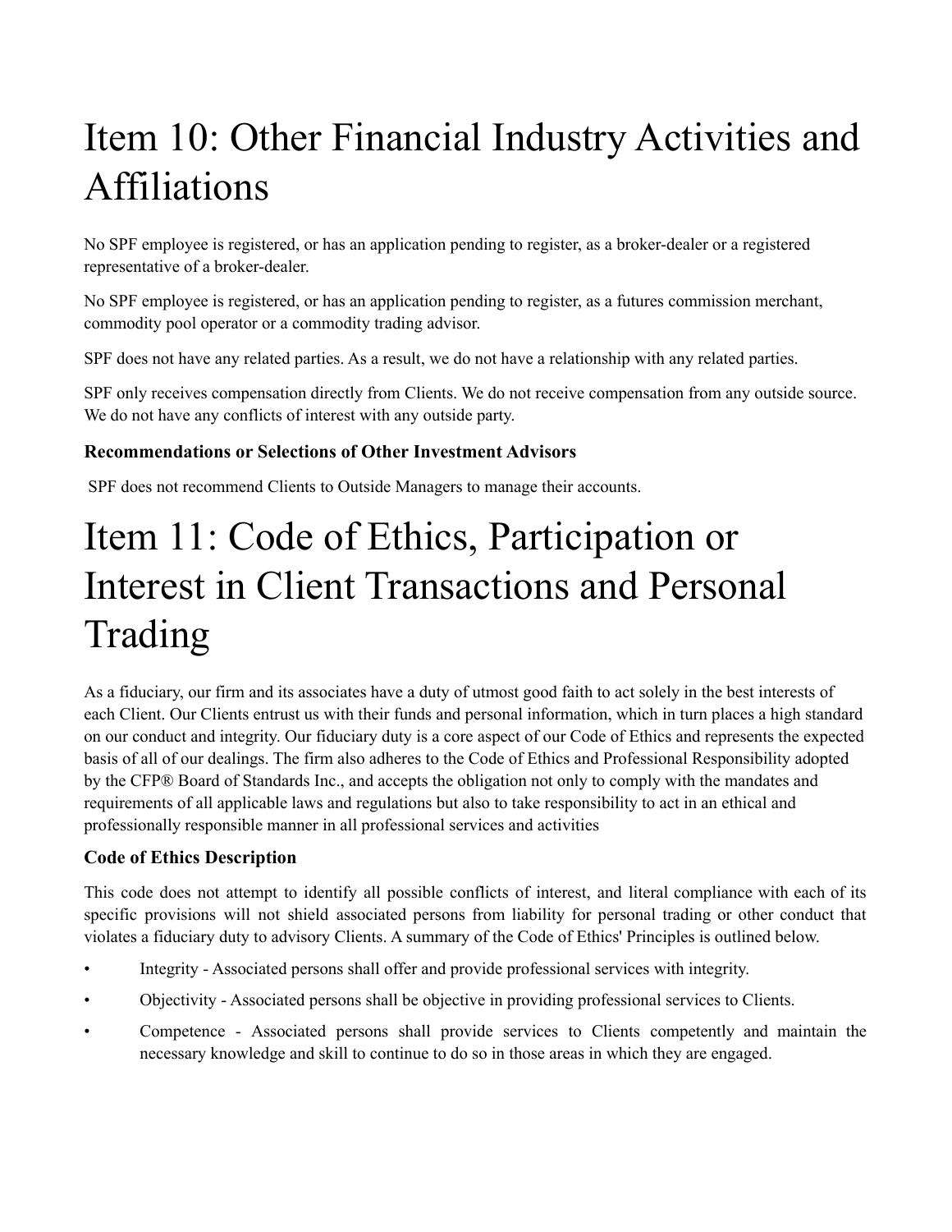# Item 10: Other Financial Industry Activities and Affiliations

No SPF employee is registered, or has an application pending to register, as a broker-dealer or a registered representative of a broker-dealer.

No SPF employee is registered, or has an application pending to register, as a futures commission merchant, commodity pool operator or a commodity trading advisor.

SPF does not have any related parties. As a result, we do not have a relationship with any related parties.

SPF only receives compensation directly from Clients. We do not receive compensation from any outside source. We do not have any conflicts of interest with any outside party.

### Recommendations or Selections of Other Investment Advisors

SPF does not recommend Clients to Outside Managers to manage their accounts.

# Item 11: Code of Ethics, Participation or Interest in Client Transactions and Personal Trading

As a fiduciary, our firm and its associates have a duty of utmost good faith to act solely in the best interests of each Client. Our Clients entrust us with their funds and personal information, which in turn places a high standard on our conduct and integrity. Our fiduciary duty is a core aspect of our Code of Ethics and represents the expected basis of all of our dealings. The firm also adheres to the Code of Ethics and Professional Responsibility adopted by the CFP® Board of Standards Inc., and accepts the obligation not only to comply with the mandates and requirements of all applicable laws and regulations but also to take responsibility to act in an ethical and professionally responsible manner in all professional services and activities

### Code of Ethics Description

This code does not attempt to identify all possible conflicts of interest, and literal compliance with each of its specific provisions will not shield associated persons from liability for personal trading or other conduct that violates a fiduciary duty to advisory Clients. A summary of the Code of Ethics' Principles is outlined below.

- Integrity - Associated persons shall offer and provide professional services with integrity.
- Objectivity - Associated persons shall be objective in providing professional services to Clients.
- Competence - Associated persons shall provide services to Clients competently and maintain the necessary knowledge and skill to continue to do so in those areas in which they are engaged.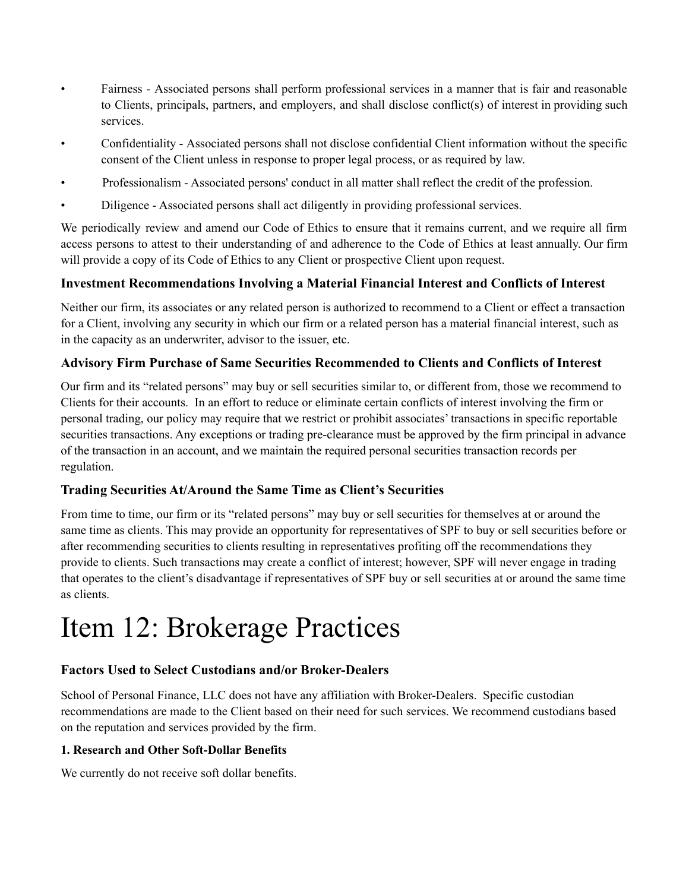- Fairness - Associated persons shall perform professional services in a manner that is fair and reasonable to Clients, principals, partners, and employers, and shall disclose conflict(s) of interest in providing such services.
- Confidentiality - Associated persons shall not disclose confidential Client information without the specific consent of the Client unless in response to proper legal process, or as required by law.
- Professionalism - Associated persons' conduct in all matter shall reflect the credit of the profession.
- Diligence - Associated persons shall act diligently in providing professional services.

We periodically review and amend our Code of Ethics to ensure that it remains current, and we require all firm access persons to attest to their understanding of and adherence to the Code of Ethics at least annually. Our firm will provide a copy of its Code of Ethics to any Client or prospective Client upon request.

### Investment Recommendations Involving a Material Financial Interest and Conflicts of Interest

Neither our firm, its associates or any related person is authorized to recommend to a Client or effect a transaction for a Client, involving any security in which our firm or a related person has a material financial interest, such as in the capacity as an underwriter, advisor to the issuer, etc.

### Advisory Firm Purchase of Same Securities Recommended to Clients and Conflicts of Interest

Our firm and its "related persons" may buy or sell securities similar to, or different from, those we recommend to Clients for their accounts. In an effort to reduce or eliminate certain conflicts of interest involving the firm or personal trading, our policy may require that we restrict or prohibit associates' transactions in specific reportable securities transactions. Any exceptions or trading pre-clearance must be approved by the firm principal in advance of the transaction in an account, and we maintain the required personal securities transaction records per regulation.

### Trading Securities At/Around the Same Time as Client's Securities

From time to time, our firm or its "related persons" may buy or sell securities for themselves at or around the same time as clients. This may provide an opportunity for representatives of SPF to buy or sell securities before or after recommending securities to clients resulting in representatives profiting off the recommendations they provide to clients. Such transactions may create a conflict of interest; however, SPF will never engage in trading that operates to the client's disadvantage if representatives of SPF buy or sell securities at or around the same time as clients.

# Item 12: Brokerage Practices

### Factors Used to Select Custodians and/or Broker-Dealers

School of Personal Finance, LLC does not have any affiliation with Broker-Dealers. Specific custodian recommendations are made to the Client based on their need for such services. We recommend custodians based on the reputation and services provided by the firm.

#### 1. Research and Other Soft-Dollar Benefits

We currently do not receive soft dollar benefits.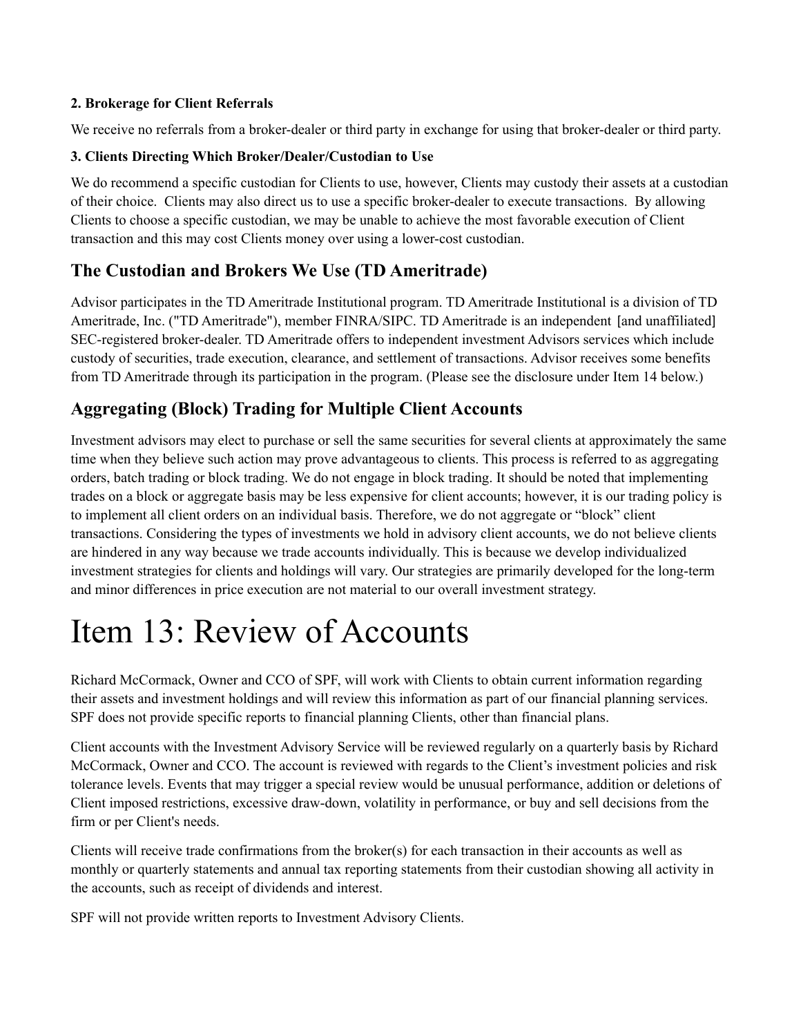**2. Brokerage for Client Referrals**

We receive no referrals from a broker-dealer or third party in exchange for using that broker-dealer or third party.

**3. Clients Directing Which Broker/Dealer/Custodian to Use**

We do recommend a specific custodian for Clients to use, however, Clients may custody their assets at a custodian of their choice. Clients may also direct us to use a specific broker-dealer to execute transactions. By allowing Clients to choose a specific custodian, we may be unable to achieve the most favorable execution of Client transaction and this may cost Clients money over using a lower-cost custodian.

## The Custodian and Brokers We Use (TD Ameritrade)

Advisor participates in the TD Ameritrade Institutional program. TD Ameritrade Institutional is a division of TD Ameritrade, Inc. ("TD Ameritrade"), member FINRA/SIPC. TD Ameritrade is an independent [and unaffiliated] SEC-registered broker-dealer. TD Ameritrade offers to independent investment Advisors services which include custody of securities, trade execution, clearance, and settlement of transactions. Advisor receives some benefits from TD Ameritrade through its participation in the program. (Please see the disclosure under Item 14 below.)

## Aggregating (Block) Trading for Multiple Client Accounts

Investment advisors may elect to purchase or sell the same securities for several clients at approximately the same time when they believe such action may prove advantageous to clients. This process is referred to as aggregating orders, batch trading or block trading. We do not engage in block trading. It should be noted that implementing trades on a block or aggregate basis may be less expensive for client accounts; however, it is our trading policy is to implement all client orders on an individual basis. Therefore, we do not aggregate or "block" client transactions. Considering the types of investments we hold in advisory client accounts, we do not believe clients are hindered in any way because we trade accounts individually. This is because we develop individualized investment strategies for clients and holdings will vary. Our strategies are primarily developed for the long-term and minor differences in price execution are not material to our overall investment strategy.

# Item 13: Review of Accounts

Richard McCormack, Owner and CCO of SPF, will work with Clients to obtain current information regarding their assets and investment holdings and will review this information as part of our financial planning services. SPF does not provide specific reports to financial planning Clients, other than financial plans.

Client accounts with the Investment Advisory Service will be reviewed regularly on a quarterly basis by Richard McCormack, Owner and CCO. The account is reviewed with regards to the Client's investment policies and risk tolerance levels. Events that may trigger a special review would be unusual performance, addition or deletions of Client imposed restrictions, excessive draw-down, volatility in performance, or buy and sell decisions from the firm or per Client's needs.

Clients will receive trade confirmations from the broker(s) for each transaction in their accounts as well as monthly or quarterly statements and annual tax reporting statements from their custodian showing all activity in the accounts, such as receipt of dividends and interest.

SPF will not provide written reports to Investment Advisory Clients.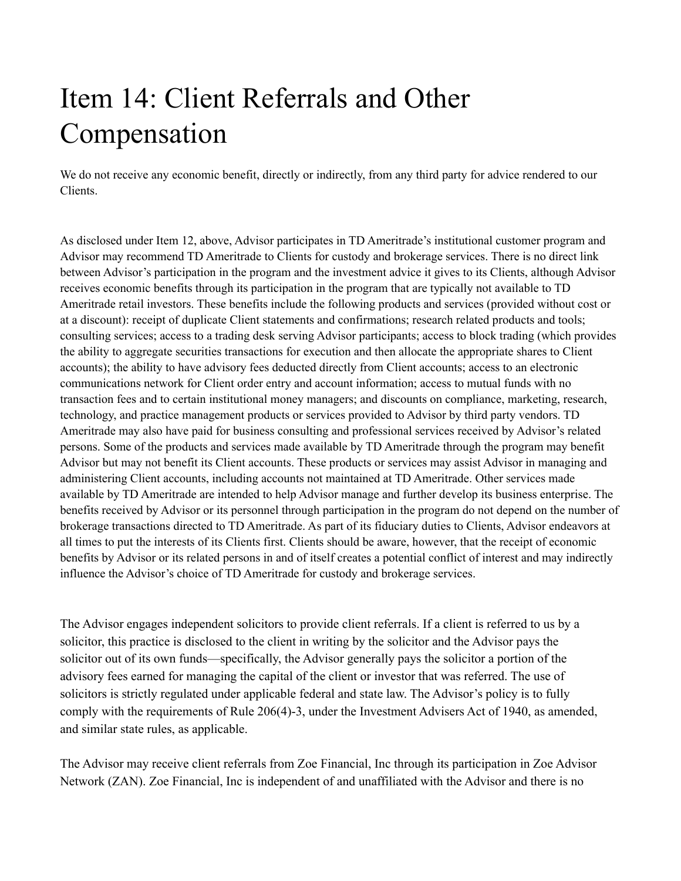# Item 14: Client Referrals and Other Compensation

We do not receive any economic benefit, directly or indirectly, from any third party for advice rendered to our Clients.

As disclosed under Item 12, above, Advisor participates in TD Ameritrade's institutional customer program and Advisor may recommend TD Ameritrade to Clients for custody and brokerage services. There is no direct link between Advisor's participation in the program and the investment advice it gives to its Clients, although Advisor receives economic benefits through its participation in the program that are typically not available to TD Ameritrade retail investors. These benefits include the following products and services (provided without cost or at a discount): receipt of duplicate Client statements and confirmations; research related products and tools; consulting services; access to a trading desk serving Advisor participants; access to block trading (which provides the ability to aggregate securities transactions for execution and then allocate the appropriate shares to Client accounts); the ability to have advisory fees deducted directly from Client accounts; access to an electronic communications network for Client order entry and account information; access to mutual funds with no transaction fees and to certain institutional money managers; and discounts on compliance, marketing, research, technology, and practice management products or services provided to Advisor by third party vendors. TD Ameritrade may also have paid for business consulting and professional services received by Advisor's related persons. Some of the products and services made available by TD Ameritrade through the program may benefit Advisor but may not benefit its Client accounts. These products or services may assist Advisor in managing and administering Client accounts, including accounts not maintained at TD Ameritrade. Other services made available by TD Ameritrade are intended to help Advisor manage and further develop its business enterprise. The benefits received by Advisor or its personnel through participation in the program do not depend on the number of brokerage transactions directed to TD Ameritrade. As part of its fiduciary duties to Clients, Advisor endeavors at all times to put the interests of its Clients first. Clients should be aware, however, that the receipt of economic benefits by Advisor or its related persons in and of itself creates a potential conflict of interest and may indirectly influence the Advisor's choice of TD Ameritrade for custody and brokerage services.

The Advisor engages independent solicitors to provide client referrals. If a client is referred to us by a solicitor, this practice is disclosed to the client in writing by the solicitor and the Advisor pays the solicitor out of its own funds—specifically, the Advisor generally pays the solicitor a portion of the advisory fees earned for managing the capital of the client or investor that was referred. The use of solicitors is strictly regulated under applicable federal and state law. The Advisor's policy is to fully comply with the requirements of Rule 206(4)-3, under the Investment Advisers Act of 1940, as amended, and similar state rules, as applicable.

The Advisor may receive client referrals from Zoe Financial, Inc through its participation in Zoe Advisor Network (ZAN). Zoe Financial, Inc is independent of and unaffiliated with the Advisor and there is no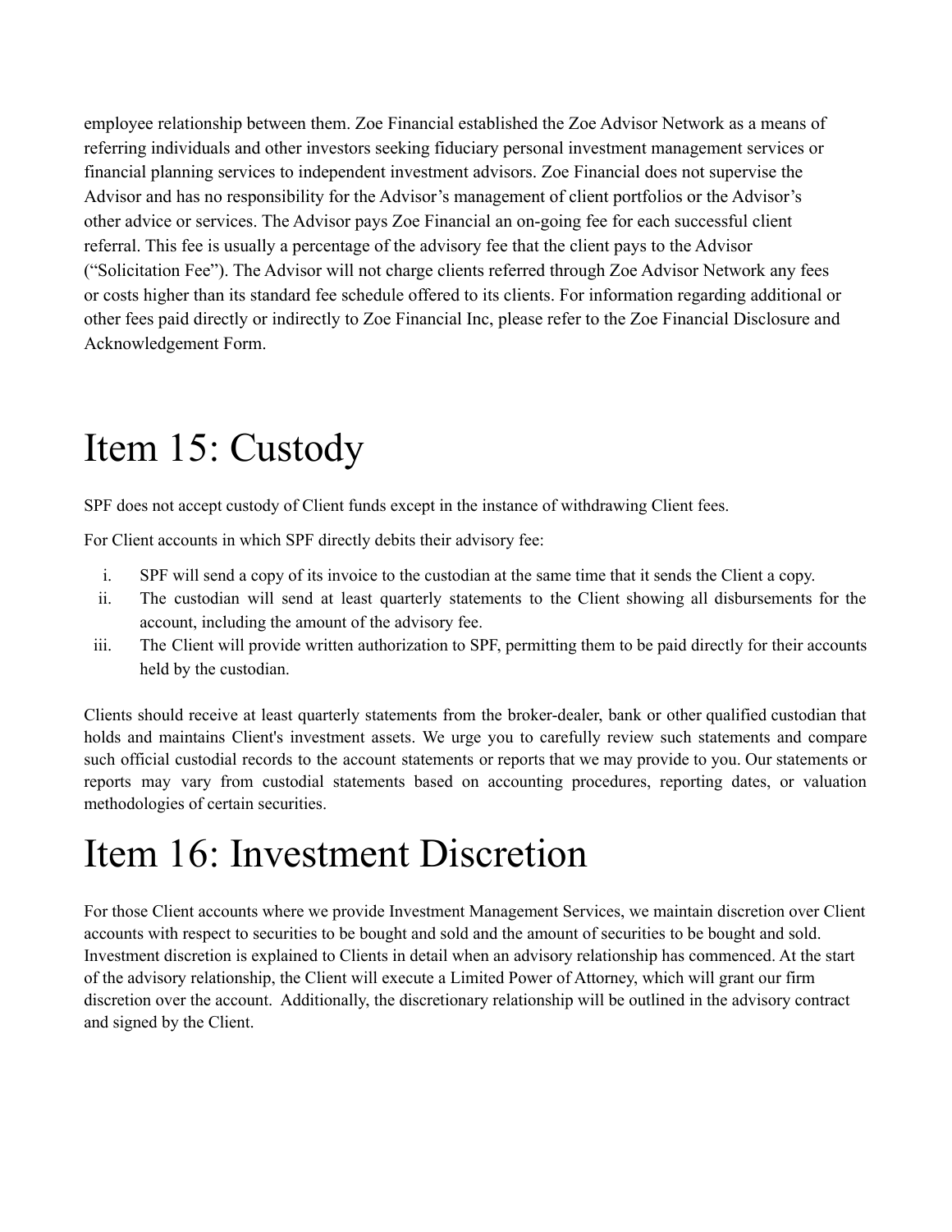employee relationship between them. Zoe Financial established the Zoe Advisor Network as a means of referring individuals and other investors seeking fiduciary personal investment management services or financial planning services to independent investment advisors. Zoe Financial does not supervise the Advisor and has no responsibility for the Advisor's management of client portfolios or the Advisor's other advice or services. The Advisor pays Zoe Financial an on-going fee for each successful client referral. This fee is usually a percentage of the advisory fee that the client pays to the Advisor ("Solicitation Fee"). The Advisor will not charge clients referred through Zoe Advisor Network any fees or costs higher than its standard fee schedule offered to its clients. For information regarding additional or other fees paid directly or indirectly to Zoe Financial Inc, please refer to the Zoe Financial Disclosure and Acknowledgement Form.

# Item 15: Custody

SPF does not accept custody of Client funds except in the instance of withdrawing Client fees.

For Client accounts in which SPF directly debits their advisory fee:

i. SPF will send a copy of its invoice to the custodian at the same time that it sends the Client a copy.
ii. The custodian will send at least quarterly statements to the Client showing all disbursements for the account, including the amount of the advisory fee.
iii. The Client will provide written authorization to SPF, permitting them to be paid directly for their accounts held by the custodian.

Clients should receive at least quarterly statements from the broker-dealer, bank or other qualified custodian that holds and maintains Client's investment assets. We urge you to carefully review such statements and compare such official custodial records to the account statements or reports that we may provide to you. Our statements or reports may vary from custodial statements based on accounting procedures, reporting dates, or valuation methodologies of certain securities.

# Item 16: Investment Discretion

For those Client accounts where we provide Investment Management Services, we maintain discretion over Client accounts with respect to securities to be bought and sold and the amount of securities to be bought and sold. Investment discretion is explained to Clients in detail when an advisory relationship has commenced. At the start of the advisory relationship, the Client will execute a Limited Power of Attorney, which will grant our firm discretion over the account. Additionally, the discretionary relationship will be outlined in the advisory contract and signed by the Client.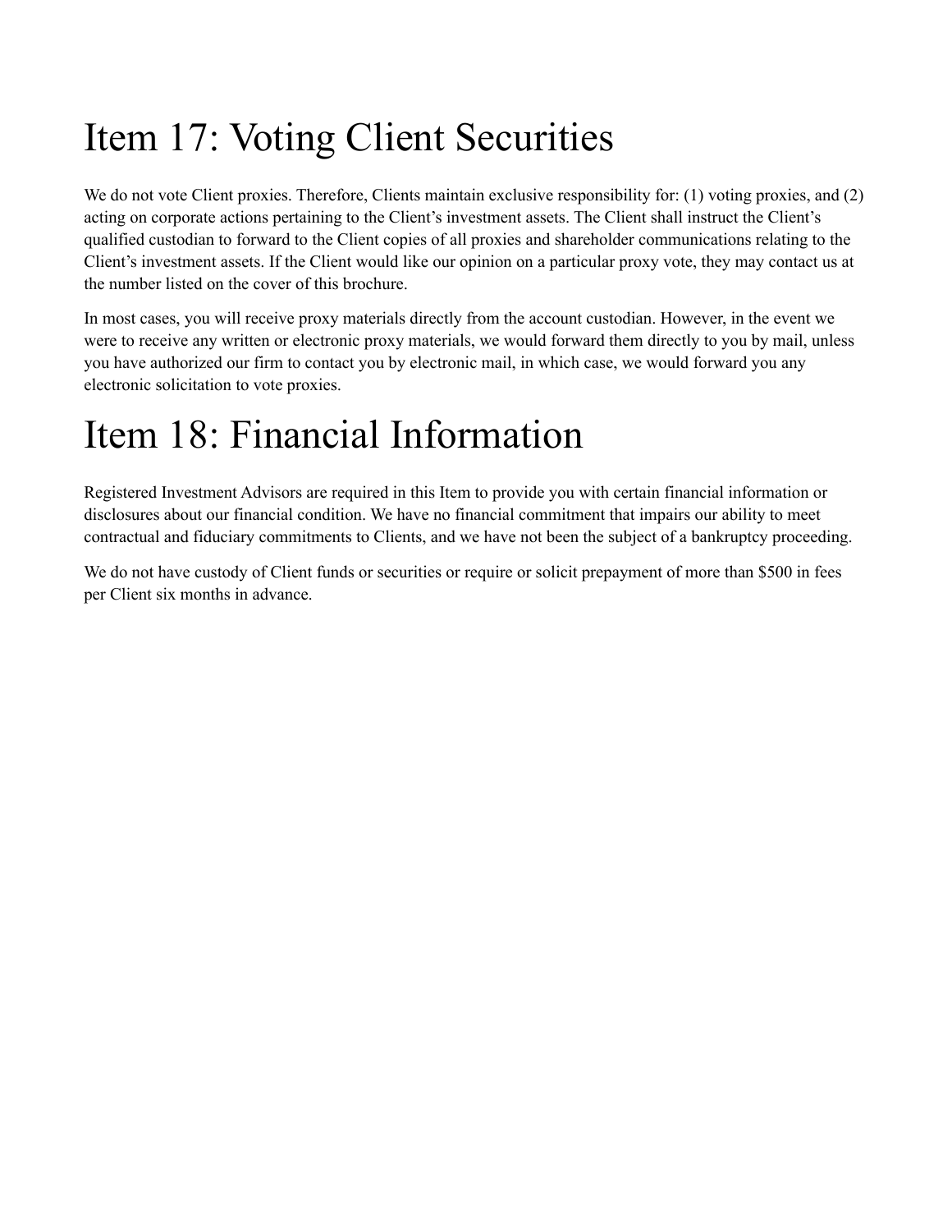# Item 17: Voting Client Securities

We do not vote Client proxies. Therefore, Clients maintain exclusive responsibility for: (1) voting proxies, and (2) acting on corporate actions pertaining to the Client's investment assets. The Client shall instruct the Client's qualified custodian to forward to the Client copies of all proxies and shareholder communications relating to the Client's investment assets. If the Client would like our opinion on a particular proxy vote, they may contact us at the number listed on the cover of this brochure.

In most cases, you will receive proxy materials directly from the account custodian. However, in the event we were to receive any written or electronic proxy materials, we would forward them directly to you by mail, unless you have authorized our firm to contact you by electronic mail, in which case, we would forward you any electronic solicitation to vote proxies.

# Item 18: Financial Information

Registered Investment Advisors are required in this Item to provide you with certain financial information or disclosures about our financial condition. We have no financial commitment that impairs our ability to meet contractual and fiduciary commitments to Clients, and we have not been the subject of a bankruptcy proceeding.

We do not have custody of Client funds or securities or require or solicit prepayment of more than $500 in fees per Client six months in advance.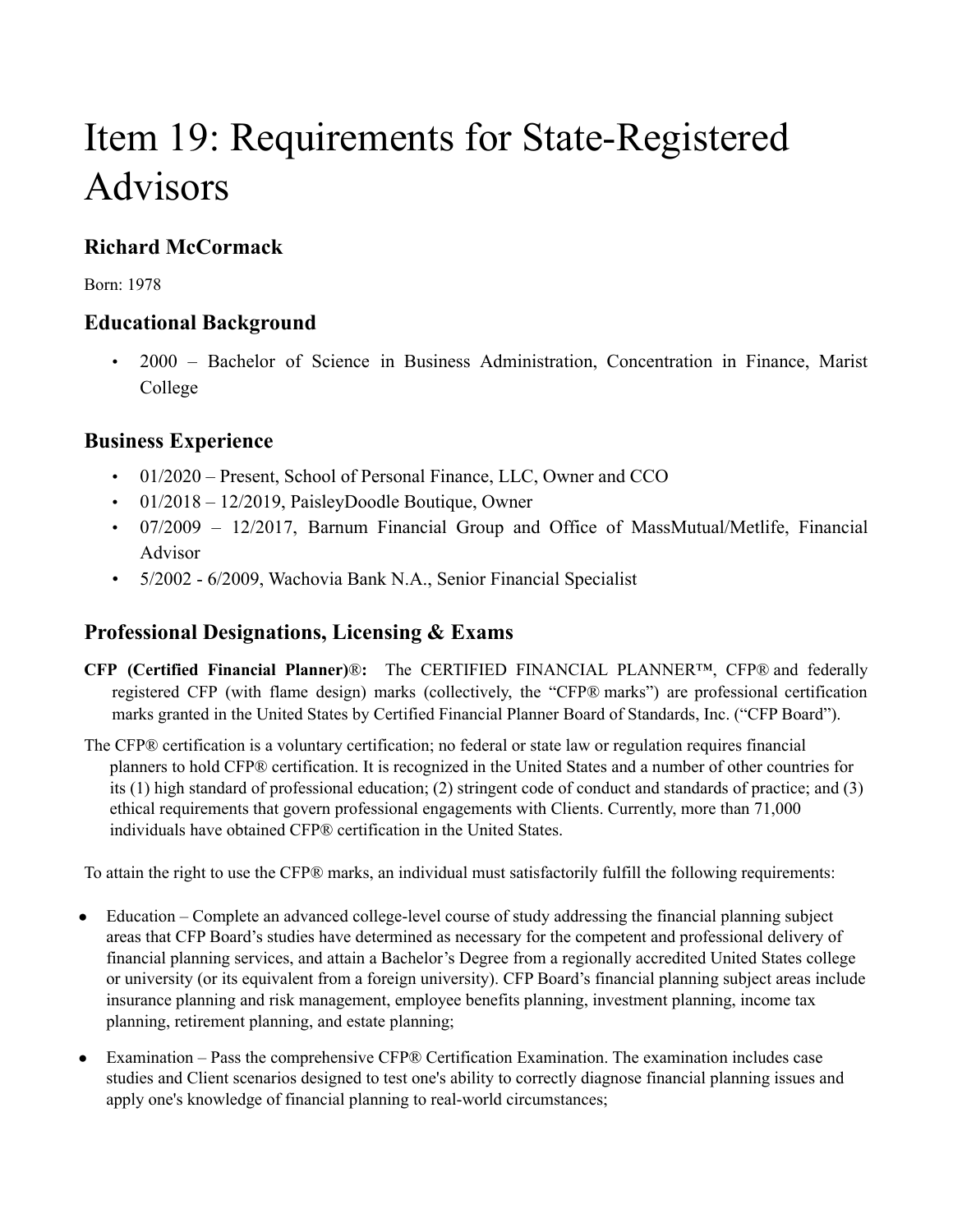# Item 19: Requirements for State-Registered Advisors

## Richard McCormack

Born: 1978

## Educational Background

- 2000 – Bachelor of Science in Business Administration, Concentration in Finance, Marist College

## Business Experience

- 01/2020 – Present, School of Personal Finance, LLC, Owner and CCO
- 01/2018 – 12/2019, PaisleyDoodle Boutique, Owner
- 07/2009 – 12/2017, Barnum Financial Group and Office of MassMutual/Metlife, Financial Advisor
- 5/2002 - 6/2009, Wachovia Bank N.A., Senior Financial Specialist

## Professional Designations, Licensing & Exams

**CFP (Certified Financial Planner)®:** The CERTIFIED FINANCIAL PLANNER™, CFP® and federally registered CFP (with flame design) marks (collectively, the "CFP® marks") are professional certification marks granted in the United States by Certified Financial Planner Board of Standards, Inc. ("CFP Board").

The CFP® certification is a voluntary certification; no federal or state law or regulation requires financial planners to hold CFP® certification. It is recognized in the United States and a number of other countries for its (1) high standard of professional education; (2) stringent code of conduct and standards of practice; and (3) ethical requirements that govern professional engagements with Clients. Currently, more than 71,000 individuals have obtained CFP® certification in the United States.

To attain the right to use the CFP® marks, an individual must satisfactorily fulfill the following requirements:

- Education – Complete an advanced college-level course of study addressing the financial planning subject areas that CFP Board's studies have determined as necessary for the competent and professional delivery of financial planning services, and attain a Bachelor's Degree from a regionally accredited United States college or university (or its equivalent from a foreign university). CFP Board's financial planning subject areas include insurance planning and risk management, employee benefits planning, investment planning, income tax planning, retirement planning, and estate planning;
- Examination – Pass the comprehensive CFP® Certification Examination. The examination includes case studies and Client scenarios designed to test one's ability to correctly diagnose financial planning issues and apply one's knowledge of financial planning to real-world circumstances;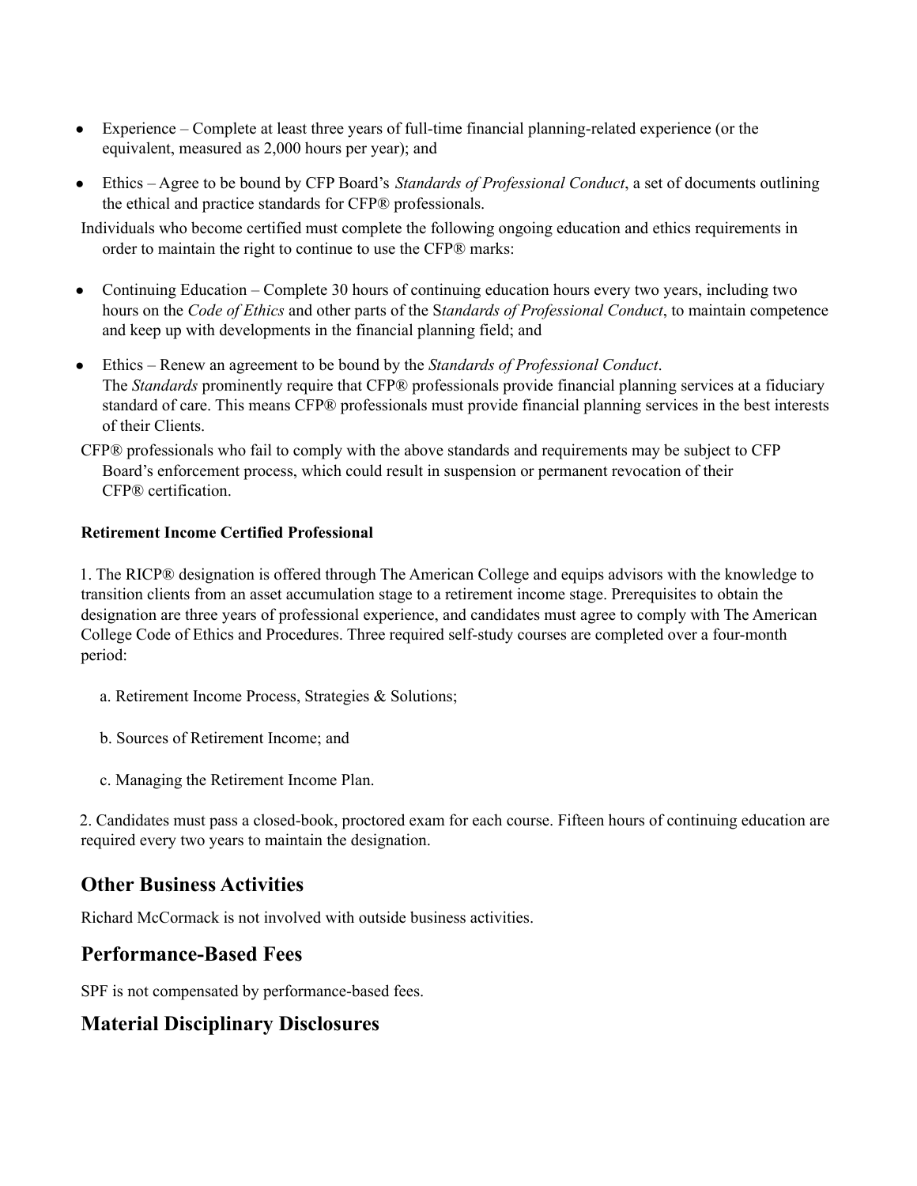- Experience – Complete at least three years of full-time financial planning-related experience (or the equivalent, measured as 2,000 hours per year); and
- Ethics – Agree to be bound by CFP Board's *Standards of Professional Conduct*, a set of documents outlining the ethical and practice standards for CFP® professionals.

Individuals who become certified must complete the following ongoing education and ethics requirements in order to maintain the right to continue to use the CFP® marks:

- Continuing Education – Complete 30 hours of continuing education hours every two years, including two hours on the *Code of Ethics* and other parts of the S*tandards of Professional Conduct*, to maintain competence and keep up with developments in the financial planning field; and
- Ethics – Renew an agreement to be bound by the *Standards of Professional Conduct*. The *Standards* prominently require that CFP® professionals provide financial planning services at a fiduciary standard of care. This means CFP® professionals must provide financial planning services in the best interests of their Clients.

CFP® professionals who fail to comply with the above standards and requirements may be subject to CFP Board's enforcement process, which could result in suspension or permanent revocation of their CFP® certification.

**Retirement Income Certified Professional**

1. The RICP® designation is offered through The American College and equips advisors with the knowledge to transition clients from an asset accumulation stage to a retirement income stage. Prerequisites to obtain the designation are three years of professional experience, and candidates must agree to comply with The American College Code of Ethics and Procedures. Three required self-study courses are completed over a four-month period:

   a. Retirement Income Process, Strategies & Solutions;

   b. Sources of Retirement Income; and

   c. Managing the Retirement Income Plan.

2. Candidates must pass a closed-book, proctored exam for each course. Fifteen hours of continuing education are required every two years to maintain the designation.

## Other Business Activities

Richard McCormack is not involved with outside business activities.

## Performance-Based Fees

SPF is not compensated by performance-based fees.

## Material Disciplinary Disclosures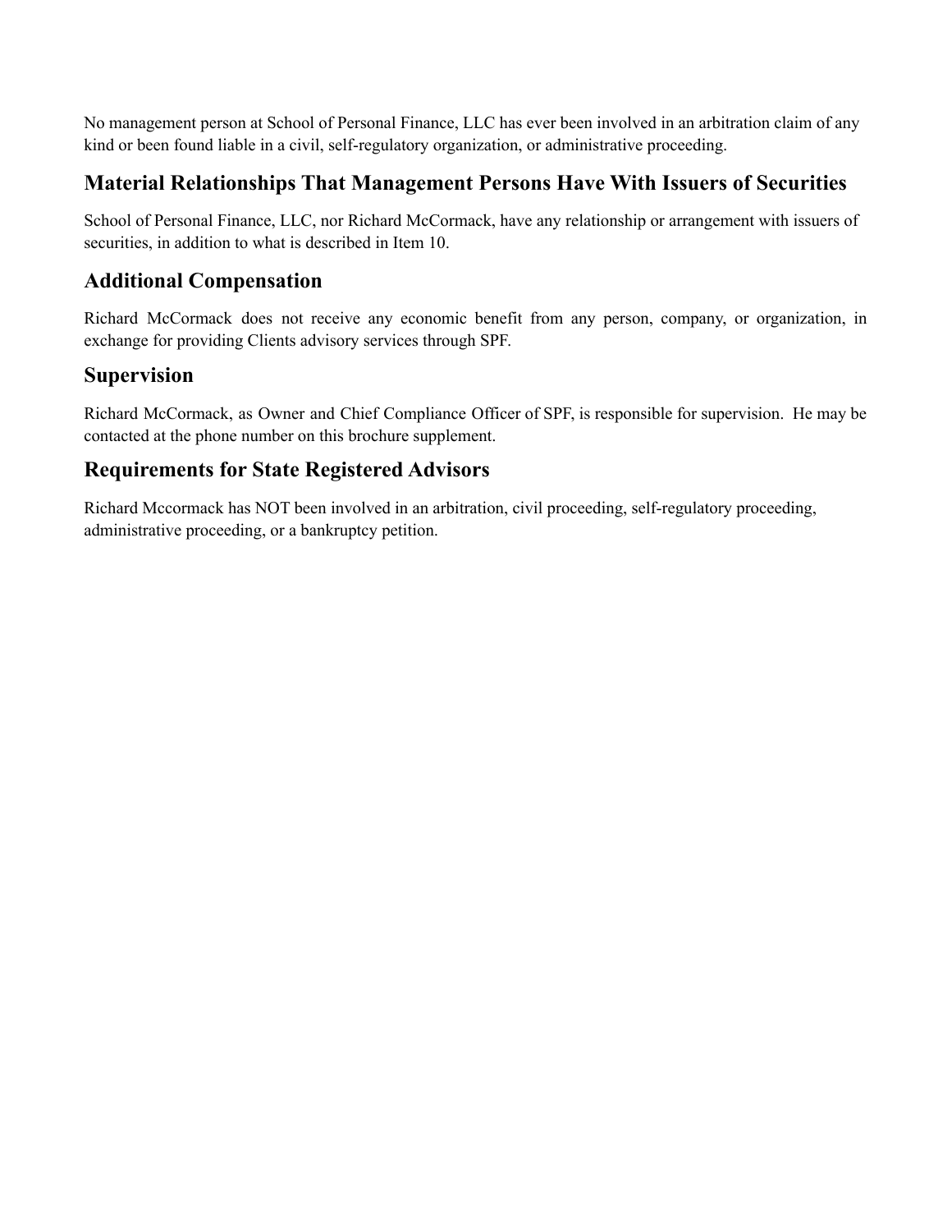No management person at School of Personal Finance, LLC has ever been involved in an arbitration claim of any kind or been found liable in a civil, self-regulatory organization, or administrative proceeding.

## Material Relationships That Management Persons Have With Issuers of Securities

School of Personal Finance, LLC, nor Richard McCormack, have any relationship or arrangement with issuers of securities, in addition to what is described in Item 10.

## Additional Compensation

Richard McCormack does not receive any economic benefit from any person, company, or organization, in exchange for providing Clients advisory services through SPF.

## Supervision

Richard McCormack, as Owner and Chief Compliance Officer of SPF, is responsible for supervision. He may be contacted at the phone number on this brochure supplement.

## Requirements for State Registered Advisors

Richard Mccormack has NOT been involved in an arbitration, civil proceeding, self-regulatory proceeding, administrative proceeding, or a bankruptcy petition.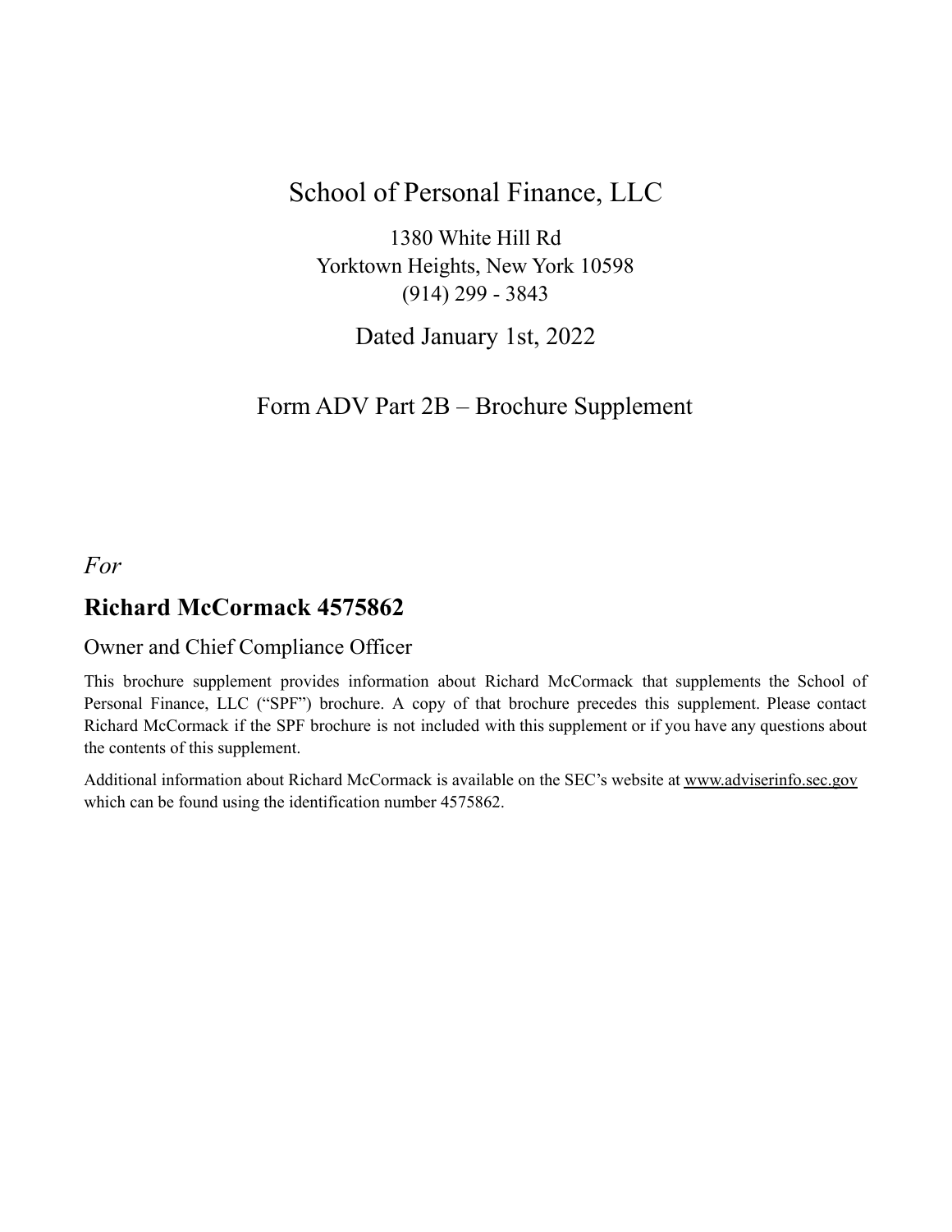# School of Personal Finance, LLC

1380 White Hill Rd
Yorktown Heights, New York 10598
(914) 299 - 3843

Dated January 1st, 2022

Form ADV Part 2B – Brochure Supplement

*For*

## Richard McCormack 4575862

Owner and Chief Compliance Officer

This brochure supplement provides information about Richard McCormack that supplements the School of Personal Finance, LLC ("SPF") brochure. A copy of that brochure precedes this supplement. Please contact Richard McCormack if the SPF brochure is not included with this supplement or if you have any questions about the contents of this supplement.

Additional information about Richard McCormack is available on the SEC's website at www.adviserinfo.sec.gov which can be found using the identification number 4575862.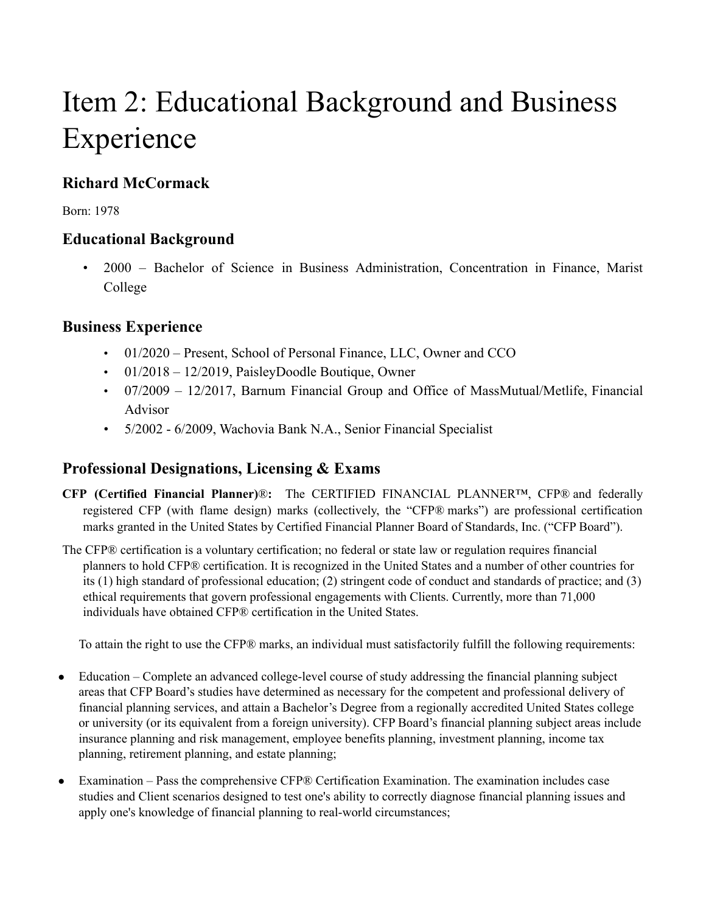# Item 2: Educational Background and Business Experience

## Richard McCormack

Born: 1978

## Educational Background

- 2000 – Bachelor of Science in Business Administration, Concentration in Finance, Marist College

## Business Experience

- 01/2020 – Present, School of Personal Finance, LLC, Owner and CCO
- 01/2018 – 12/2019, PaisleyDoodle Boutique, Owner
- 07/2009 – 12/2017, Barnum Financial Group and Office of MassMutual/Metlife, Financial Advisor
- 5/2002 - 6/2009, Wachovia Bank N.A., Senior Financial Specialist

## Professional Designations, Licensing & Exams

**CFP (Certified Financial Planner)®:** The CERTIFIED FINANCIAL PLANNER™, CFP® and federally registered CFP (with flame design) marks (collectively, the "CFP® marks") are professional certification marks granted in the United States by Certified Financial Planner Board of Standards, Inc. ("CFP Board").

The CFP® certification is a voluntary certification; no federal or state law or regulation requires financial planners to hold CFP® certification. It is recognized in the United States and a number of other countries for its (1) high standard of professional education; (2) stringent code of conduct and standards of practice; and (3) ethical requirements that govern professional engagements with Clients. Currently, more than 71,000 individuals have obtained CFP® certification in the United States.

To attain the right to use the CFP® marks, an individual must satisfactorily fulfill the following requirements:

- Education – Complete an advanced college-level course of study addressing the financial planning subject areas that CFP Board's studies have determined as necessary for the competent and professional delivery of financial planning services, and attain a Bachelor's Degree from a regionally accredited United States college or university (or its equivalent from a foreign university). CFP Board's financial planning subject areas include insurance planning and risk management, employee benefits planning, investment planning, income tax planning, retirement planning, and estate planning;
- Examination – Pass the comprehensive CFP® Certification Examination. The examination includes case studies and Client scenarios designed to test one's ability to correctly diagnose financial planning issues and apply one's knowledge of financial planning to real-world circumstances;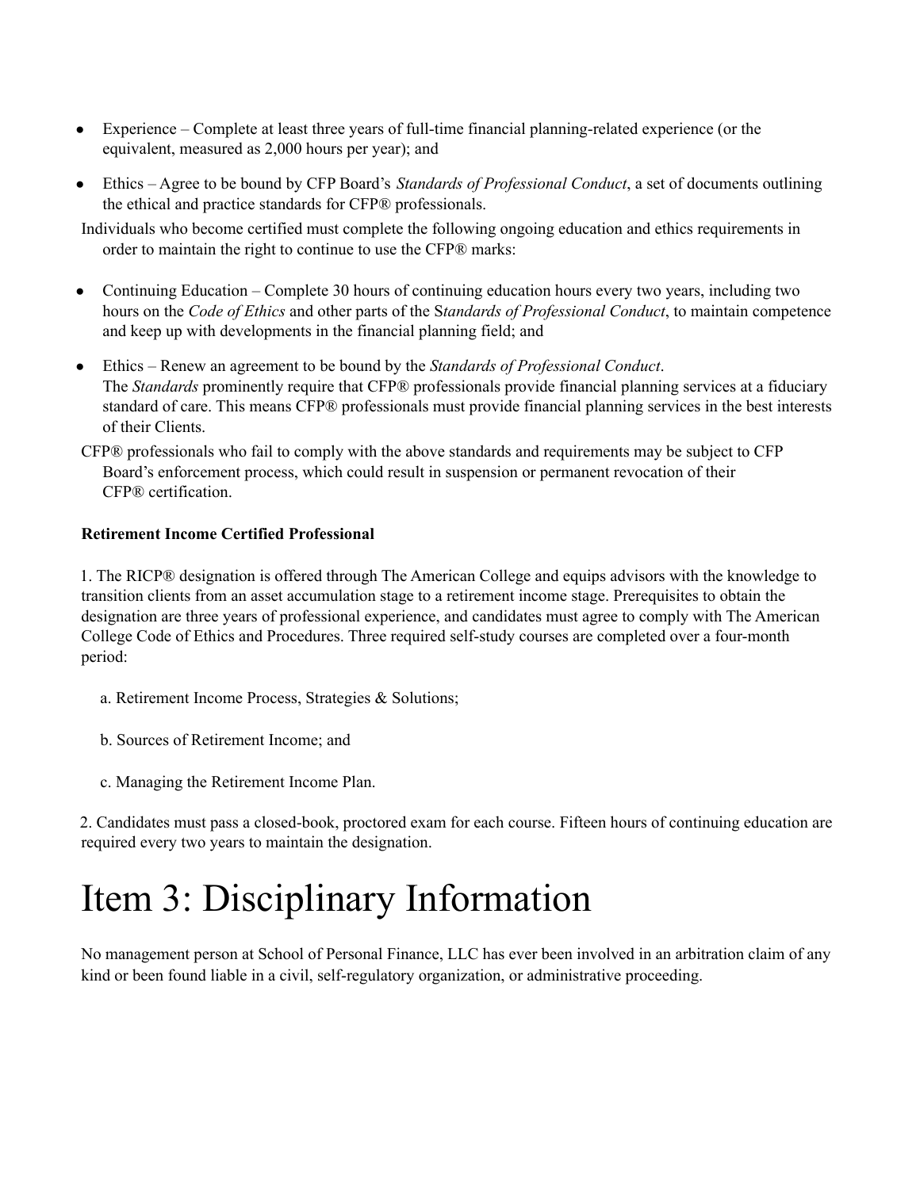- Experience – Complete at least three years of full-time financial planning-related experience (or the equivalent, measured as 2,000 hours per year); and
- Ethics – Agree to be bound by CFP Board's *Standards of Professional Conduct*, a set of documents outlining the ethical and practice standards for CFP® professionals.

Individuals who become certified must complete the following ongoing education and ethics requirements in order to maintain the right to continue to use the CFP® marks:

- Continuing Education – Complete 30 hours of continuing education hours every two years, including two hours on the *Code of Ethics* and other parts of the S*tandards of Professional Conduct*, to maintain competence and keep up with developments in the financial planning field; and
- Ethics – Renew an agreement to be bound by the *Standards of Professional Conduct*.
  The *Standards* prominently require that CFP® professionals provide financial planning services at a fiduciary standard of care. This means CFP® professionals must provide financial planning services in the best interests of their Clients.

CFP® professionals who fail to comply with the above standards and requirements may be subject to CFP Board's enforcement process, which could result in suspension or permanent revocation of their CFP® certification.

**Retirement Income Certified Professional**

1. The RICP® designation is offered through The American College and equips advisors with the knowledge to transition clients from an asset accumulation stage to a retirement income stage. Prerequisites to obtain the designation are three years of professional experience, and candidates must agree to comply with The American College Code of Ethics and Procedures. Three required self-study courses are completed over a four-month period:

   a. Retirement Income Process, Strategies & Solutions;

   b. Sources of Retirement Income; and

   c. Managing the Retirement Income Plan.

2. Candidates must pass a closed-book, proctored exam for each course. Fifteen hours of continuing education are required every two years to maintain the designation.

# Item 3: Disciplinary Information

No management person at School of Personal Finance, LLC has ever been involved in an arbitration claim of any kind or been found liable in a civil, self-regulatory organization, or administrative proceeding.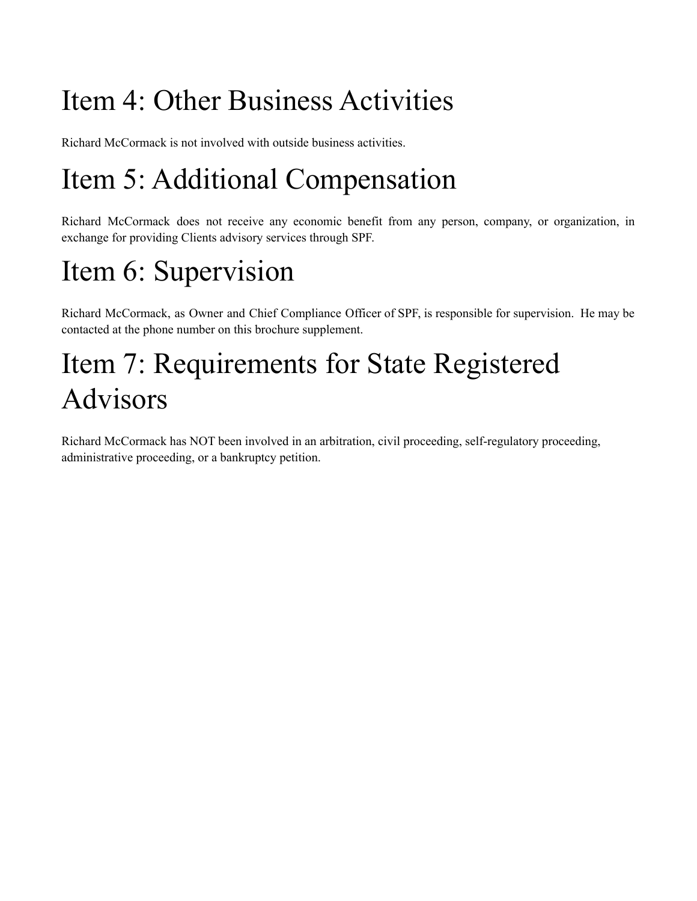# Item 4: Other Business Activities

Richard McCormack is not involved with outside business activities.

# Item 5: Additional Compensation

Richard McCormack does not receive any economic benefit from any person, company, or organization, in exchange for providing Clients advisory services through SPF.

# Item 6: Supervision

Richard McCormack, as Owner and Chief Compliance Officer of SPF, is responsible for supervision. He may be contacted at the phone number on this brochure supplement.

# Item 7: Requirements for State Registered Advisors

Richard McCormack has NOT been involved in an arbitration, civil proceeding, self-regulatory proceeding, administrative proceeding, or a bankruptcy petition.